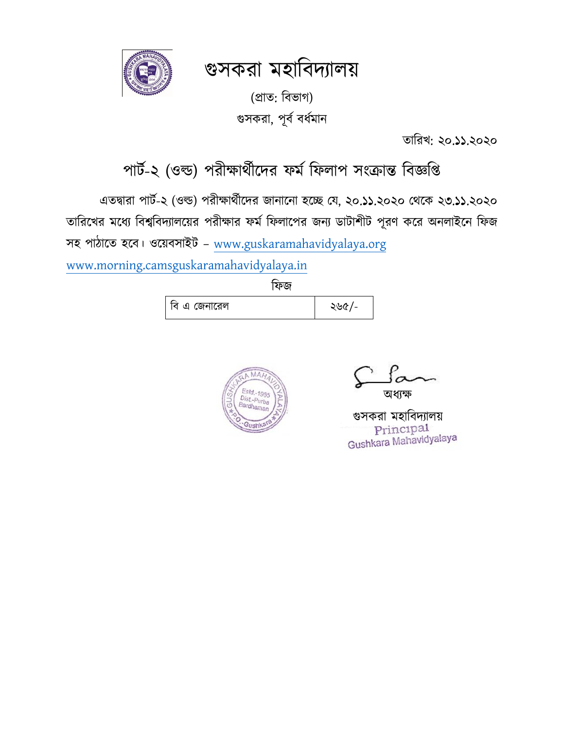# গুসকরা মহাবিদ্যালয়

(প্রাত: বিভাগ)

গুসকরা, পূর্ব বর্ধমান

তারিখ: ২০.১১.২০২০

## পার্ট-২ (ওল্ড) পরীক্ষার্থীদের ফর্ম ফিলাপ সংক্রান্ত বিজ্ঞপ্তি

এতদ্বারা পার্ট-২ (ওল্ড) পরীক্ষার্থীদের জানানো হচ্ছে যে, ২০.১১.২০২০ থেকে ২৩.১১.২০২০ তারিখের মধ্যে বিশ্ববিদ্যালয়ের পরীক্ষার ফর্ম ফিলাপের জন্য ডাটাশীট পূরণ করে অনলাইনে ফিজ সহ পাঠাতে হবে। ওয়েবসাইট – www.guskaramahavidyalaya.org

www.morning.camsguskaramahavidyalaya.in

ফিজ

| বি এ জেনারেল | ২৬৫/- |
|---|---|

অধ্যক্ষ

গুসকরা মহাবিদ্যালয়

Principal

Gushkara Mahavidyalaya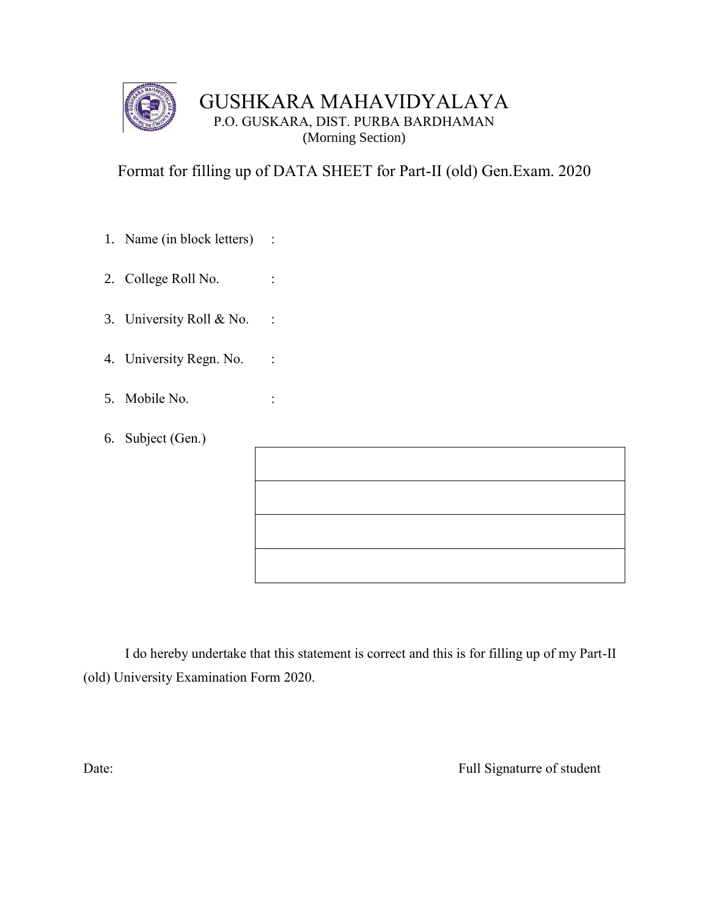# GUSHKARA MAHAVIDYALAYA

P.O. GUSKARA, DIST. PURBA BARDHAMAN

(Morning Section)

## Format for filling up of DATA SHEET for Part-II (old) Gen.Exam. 2020

1. Name (in block letters) :
2. College Roll No. :
3. University Roll & No. :
4. University Regn. No. :
5. Mobile No. :
6. Subject (Gen.)

| |
|---|
| |
| |
| |
| |

I do hereby undertake that this statement is correct and this is for filling up of my Part-II (old) University Examination Form 2020.

Date: Full Signaturre of student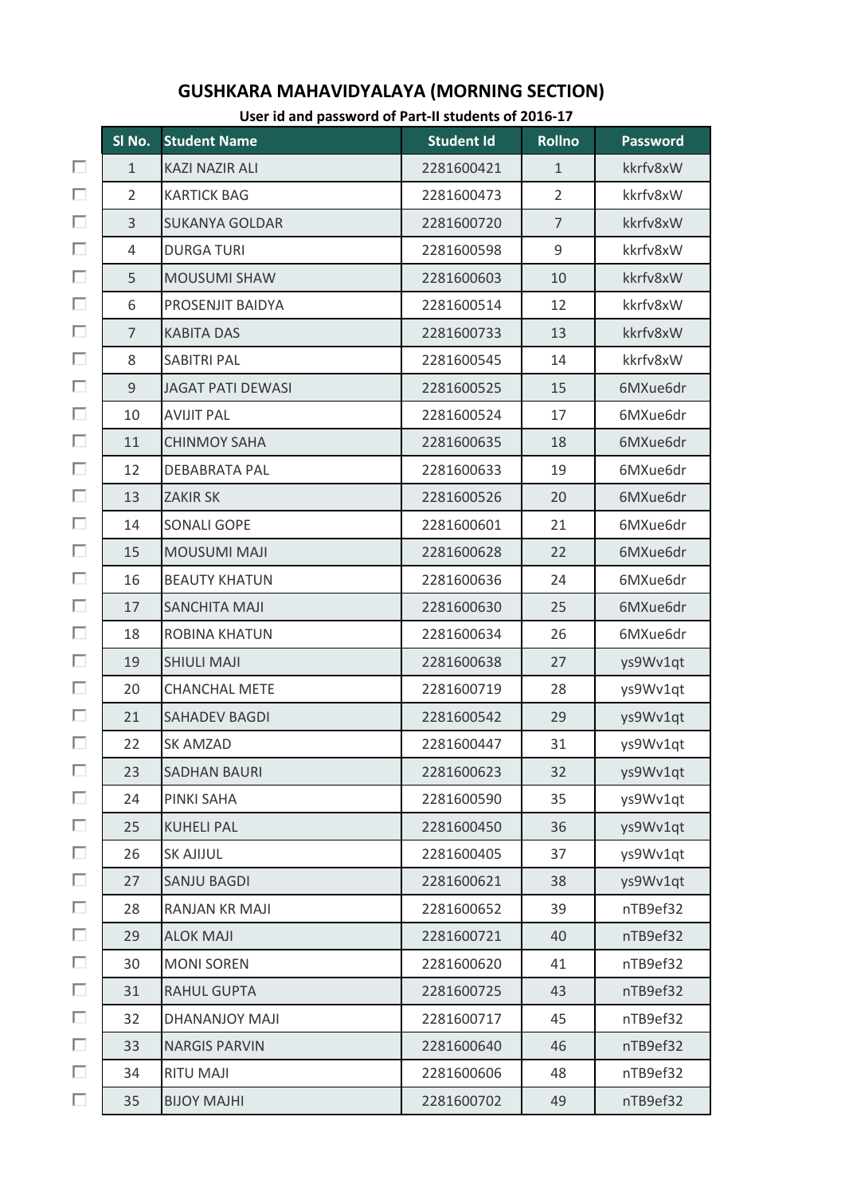## GUSHKARA MAHAVIDYALAYA (MORNING SECTION)

**User id and password of Part-II students of 2016-17**

| Sl No. | Student Name | Student Id | Rollno | Password |
|---|---|---|---|---|
| 1 | KAZI NAZIR ALI | 2281600421 | 1 | kkrfv8xW |
| 2 | KARTICK BAG | 2281600473 | 2 | kkrfv8xW |
| 3 | SUKANYA GOLDAR | 2281600720 | 7 | kkrfv8xW |
| 4 | DURGA TURI | 2281600598 | 9 | kkrfv8xW |
| 5 | MOUSUMI SHAW | 2281600603 | 10 | kkrfv8xW |
| 6 | PROSENJIT BAIDYA | 2281600514 | 12 | kkrfv8xW |
| 7 | KABITA DAS | 2281600733 | 13 | kkrfv8xW |
| 8 | SABITRI PAL | 2281600545 | 14 | kkrfv8xW |
| 9 | JAGAT PATI DEWASI | 2281600525 | 15 | 6MXue6dr |
| 10 | AVIJIT PAL | 2281600524 | 17 | 6MXue6dr |
| 11 | CHINMOY SAHA | 2281600635 | 18 | 6MXue6dr |
| 12 | DEBABRATA PAL | 2281600633 | 19 | 6MXue6dr |
| 13 | ZAKIR SK | 2281600526 | 20 | 6MXue6dr |
| 14 | SONALI GOPE | 2281600601 | 21 | 6MXue6dr |
| 15 | MOUSUMI MAJI | 2281600628 | 22 | 6MXue6dr |
| 16 | BEAUTY KHATUN | 2281600636 | 24 | 6MXue6dr |
| 17 | SANCHITA MAJI | 2281600630 | 25 | 6MXue6dr |
| 18 | ROBINA KHATUN | 2281600634 | 26 | 6MXue6dr |
| 19 | SHIULI MAJI | 2281600638 | 27 | ys9Wv1qt |
| 20 | CHANCHAL METE | 2281600719 | 28 | ys9Wv1qt |
| 21 | SAHADEV BAGDI | 2281600542 | 29 | ys9Wv1qt |
| 22 | SK AMZAD | 2281600447 | 31 | ys9Wv1qt |
| 23 | SADHAN BAURI | 2281600623 | 32 | ys9Wv1qt |
| 24 | PINKI SAHA | 2281600590 | 35 | ys9Wv1qt |
| 25 | KUHELI PAL | 2281600450 | 36 | ys9Wv1qt |
| 26 | SK AJIJUL | 2281600405 | 37 | ys9Wv1qt |
| 27 | SANJU BAGDI | 2281600621 | 38 | ys9Wv1qt |
| 28 | RANJAN KR MAJI | 2281600652 | 39 | nTB9ef32 |
| 29 | ALOK MAJI | 2281600721 | 40 | nTB9ef32 |
| 30 | MONI SOREN | 2281600620 | 41 | nTB9ef32 |
| 31 | RAHUL GUPTA | 2281600725 | 43 | nTB9ef32 |
| 32 | DHANANJOY MAJI | 2281600717 | 45 | nTB9ef32 |
| 33 | NARGIS PARVIN | 2281600640 | 46 | nTB9ef32 |
| 34 | RITU MAJI | 2281600606 | 48 | nTB9ef32 |
| 35 | BIJOY MAJHI | 2281600702 | 49 | nTB9ef32 |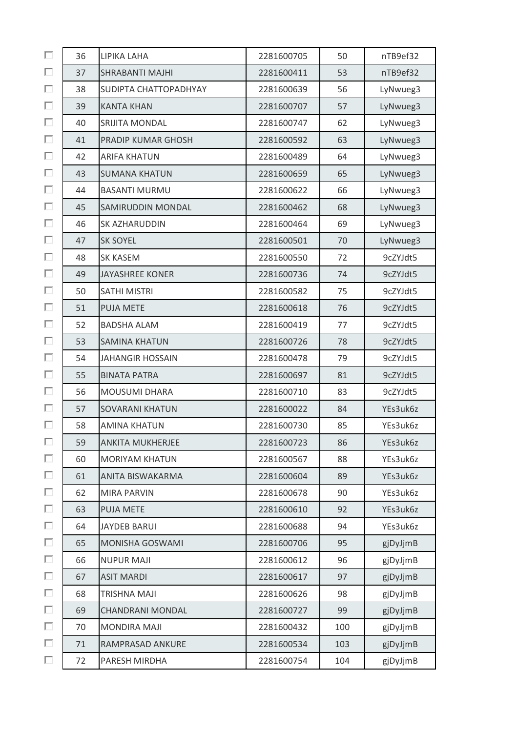| | | | | |
|---|---|---|---|---|
| 36 | LIPIKA LAHA | 2281600705 | 50 | nTB9ef32 |
| 37 | SHRABANTI MAJHI | 2281600411 | 53 | nTB9ef32 |
| 38 | SUDIPTA CHATTOPADHYAY | 2281600639 | 56 | LyNwueg3 |
| 39 | KANTA KHAN | 2281600707 | 57 | LyNwueg3 |
| 40 | SRIJITA MONDAL | 2281600747 | 62 | LyNwueg3 |
| 41 | PRADIP KUMAR GHOSH | 2281600592 | 63 | LyNwueg3 |
| 42 | ARIFA KHATUN | 2281600489 | 64 | LyNwueg3 |
| 43 | SUMANA KHATUN | 2281600659 | 65 | LyNwueg3 |
| 44 | BASANTI MURMU | 2281600622 | 66 | LyNwueg3 |
| 45 | SAMIRUDDIN MONDAL | 2281600462 | 68 | LyNwueg3 |
| 46 | SK AZHARUDDIN | 2281600464 | 69 | LyNwueg3 |
| 47 | SK SOYEL | 2281600501 | 70 | LyNwueg3 |
| 48 | SK KASEM | 2281600550 | 72 | 9cZYJdt5 |
| 49 | JAYASHREE KONER | 2281600736 | 74 | 9cZYJdt5 |
| 50 | SATHI MISTRI | 2281600582 | 75 | 9cZYJdt5 |
| 51 | PUJA METE | 2281600618 | 76 | 9cZYJdt5 |
| 52 | BADSHA ALAM | 2281600419 | 77 | 9cZYJdt5 |
| 53 | SAMINA KHATUN | 2281600726 | 78 | 9cZYJdt5 |
| 54 | JAHANGIR HOSSAIN | 2281600478 | 79 | 9cZYJdt5 |
| 55 | BINATA PATRA | 2281600697 | 81 | 9cZYJdt5 |
| 56 | MOUSUMI DHARA | 2281600710 | 83 | 9cZYJdt5 |
| 57 | SOVARANI KHATUN | 2281600022 | 84 | YEs3uk6z |
| 58 | AMINA KHATUN | 2281600730 | 85 | YEs3uk6z |
| 59 | ANKITA MUKHERJEE | 2281600723 | 86 | YEs3uk6z |
| 60 | MORIYAM KHATUN | 2281600567 | 88 | YEs3uk6z |
| 61 | ANITA BISWAKARMA | 2281600604 | 89 | YEs3uk6z |
| 62 | MIRA PARVIN | 2281600678 | 90 | YEs3uk6z |
| 63 | PUJA METE | 2281600610 | 92 | YEs3uk6z |
| 64 | JAYDEB BARUI | 2281600688 | 94 | YEs3uk6z |
| 65 | MONISHA GOSWAMI | 2281600706 | 95 | gjDyJjmB |
| 66 | NUPUR MAJI | 2281600612 | 96 | gjDyJjmB |
| 67 | ASIT MARDI | 2281600617 | 97 | gjDyJjmB |
| 68 | TRISHNA MAJI | 2281600626 | 98 | gjDyJjmB |
| 69 | CHANDRANI MONDAL | 2281600727 | 99 | gjDyJjmB |
| 70 | MONDIRA MAJI | 2281600432 | 100 | gjDyJjmB |
| 71 | RAMPRASAD ANKURE | 2281600534 | 103 | gjDyJjmB |
| 72 | PARESH MIRDHA | 2281600754 | 104 | gjDyJjmB |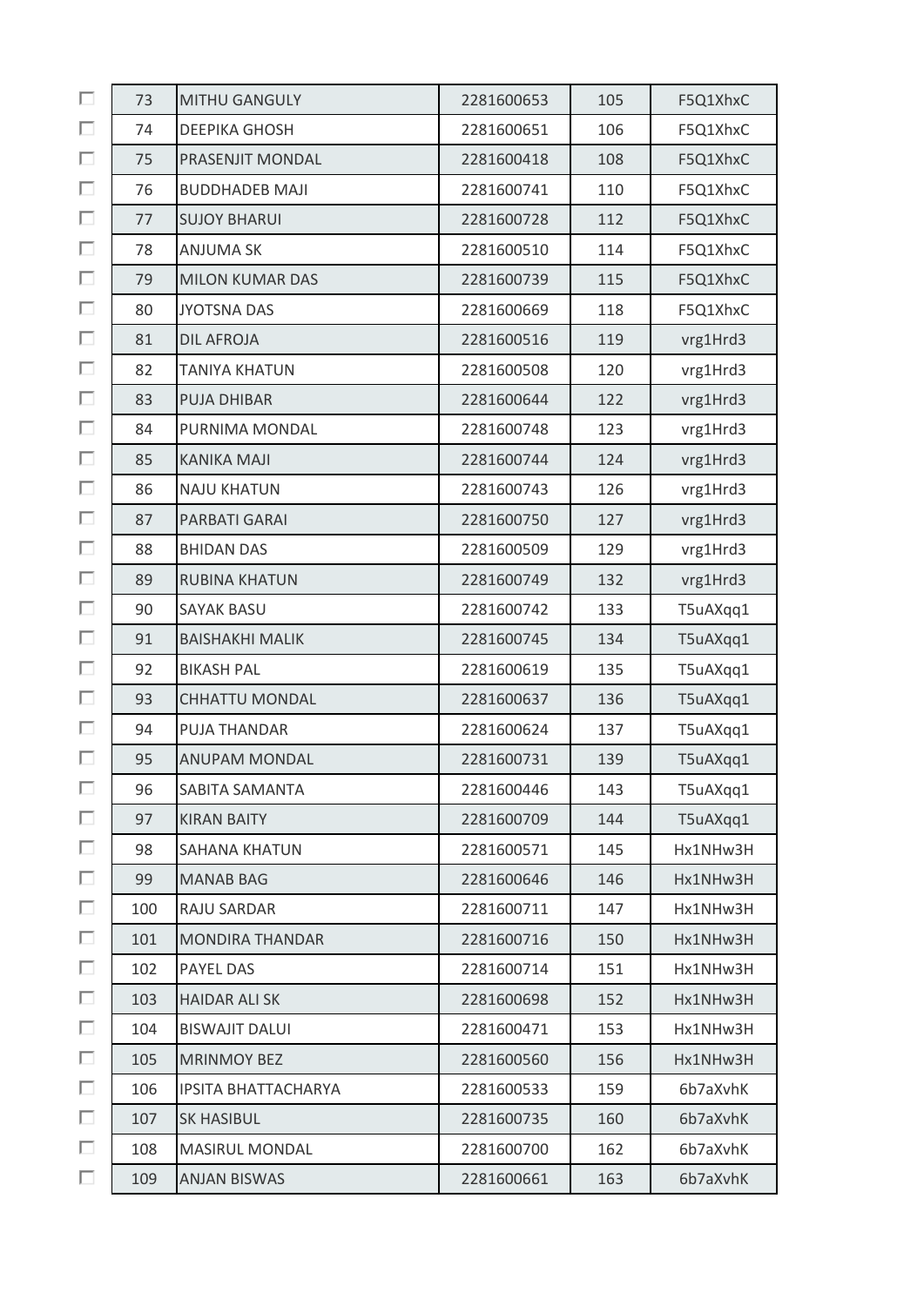| | | | | |
|---|---|---|---|---|
| 73 | MITHU GANGULY | 2281600653 | 105 | F5Q1XhxC |
| 74 | DEEPIKA GHOSH | 2281600651 | 106 | F5Q1XhxC |
| 75 | PRASENJIT MONDAL | 2281600418 | 108 | F5Q1XhxC |
| 76 | BUDDHADEB MAJI | 2281600741 | 110 | F5Q1XhxC |
| 77 | SUJOY BHARUI | 2281600728 | 112 | F5Q1XhxC |
| 78 | ANJUMA SK | 2281600510 | 114 | F5Q1XhxC |
| 79 | MILON KUMAR DAS | 2281600739 | 115 | F5Q1XhxC |
| 80 | JYOTSNA DAS | 2281600669 | 118 | F5Q1XhxC |
| 81 | DIL AFROJA | 2281600516 | 119 | vrg1Hrd3 |
| 82 | TANIYA KHATUN | 2281600508 | 120 | vrg1Hrd3 |
| 83 | PUJA DHIBAR | 2281600644 | 122 | vrg1Hrd3 |
| 84 | PURNIMA MONDAL | 2281600748 | 123 | vrg1Hrd3 |
| 85 | KANIKA MAJI | 2281600744 | 124 | vrg1Hrd3 |
| 86 | NAJU KHATUN | 2281600743 | 126 | vrg1Hrd3 |
| 87 | PARBATI GARAI | 2281600750 | 127 | vrg1Hrd3 |
| 88 | BHIDAN DAS | 2281600509 | 129 | vrg1Hrd3 |
| 89 | RUBINA KHATUN | 2281600749 | 132 | vrg1Hrd3 |
| 90 | SAYAK BASU | 2281600742 | 133 | T5uAXqq1 |
| 91 | BAISHAKHI MALIK | 2281600745 | 134 | T5uAXqq1 |
| 92 | BIKASH PAL | 2281600619 | 135 | T5uAXqq1 |
| 93 | CHHATTU MONDAL | 2281600637 | 136 | T5uAXqq1 |
| 94 | PUJA THANDAR | 2281600624 | 137 | T5uAXqq1 |
| 95 | ANUPAM MONDAL | 2281600731 | 139 | T5uAXqq1 |
| 96 | SABITA SAMANTA | 2281600446 | 143 | T5uAXqq1 |
| 97 | KIRAN BAITY | 2281600709 | 144 | T5uAXqq1 |
| 98 | SAHANA KHATUN | 2281600571 | 145 | Hx1NHw3H |
| 99 | MANAB BAG | 2281600646 | 146 | Hx1NHw3H |
| 100 | RAJU SARDAR | 2281600711 | 147 | Hx1NHw3H |
| 101 | MONDIRA THANDAR | 2281600716 | 150 | Hx1NHw3H |
| 102 | PAYEL DAS | 2281600714 | 151 | Hx1NHw3H |
| 103 | HAIDAR ALI SK | 2281600698 | 152 | Hx1NHw3H |
| 104 | BISWAJIT DALUI | 2281600471 | 153 | Hx1NHw3H |
| 105 | MRINMOY BEZ | 2281600560 | 156 | Hx1NHw3H |
| 106 | IPSITA BHATTACHARYA | 2281600533 | 159 | 6b7aXvhK |
| 107 | SK HASIBUL | 2281600735 | 160 | 6b7aXvhK |
| 108 | MASIRUL MONDAL | 2281600700 | 162 | 6b7aXvhK |
| 109 | ANJAN BISWAS | 2281600661 | 163 | 6b7aXvhK |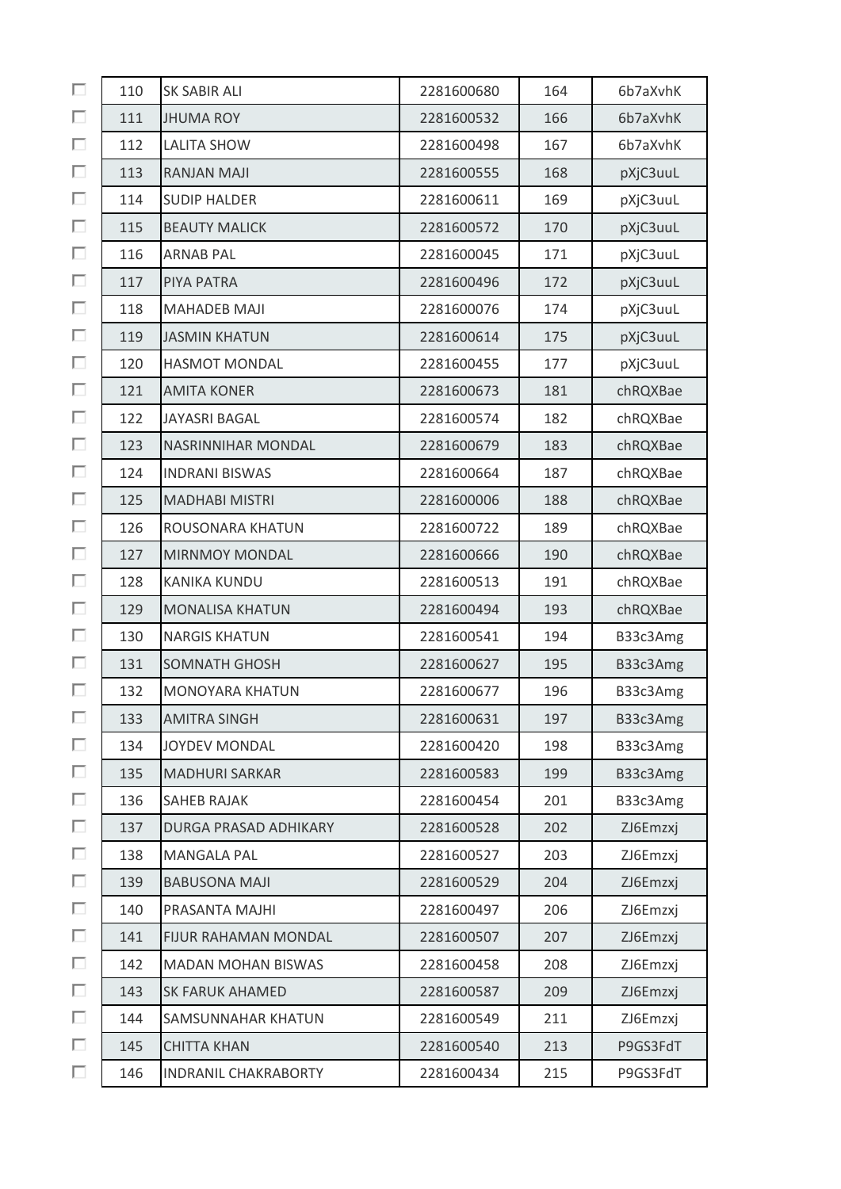| | | | | | |
|---|---|---|---|---|---|
| ☐ | 110 | SK SABIR ALI | 2281600680 | 164 | 6b7aXvhK |
| ☐ | 111 | JHUMA ROY | 2281600532 | 166 | 6b7aXvhK |
| ☐ | 112 | LALITA SHOW | 2281600498 | 167 | 6b7aXvhK |
| ☐ | 113 | RANJAN MAJI | 2281600555 | 168 | pXjC3uuL |
| ☐ | 114 | SUDIP HALDER | 2281600611 | 169 | pXjC3uuL |
| ☐ | 115 | BEAUTY MALICK | 2281600572 | 170 | pXjC3uuL |
| ☐ | 116 | ARNAB PAL | 2281600045 | 171 | pXjC3uuL |
| ☐ | 117 | PIYA PATRA | 2281600496 | 172 | pXjC3uuL |
| ☐ | 118 | MAHADEB MAJI | 2281600076 | 174 | pXjC3uuL |
| ☐ | 119 | JASMIN KHATUN | 2281600614 | 175 | pXjC3uuL |
| ☐ | 120 | HASMOT MONDAL | 2281600455 | 177 | pXjC3uuL |
| ☐ | 121 | AMITA KONER | 2281600673 | 181 | chRQXBae |
| ☐ | 122 | JAYASRI BAGAL | 2281600574 | 182 | chRQXBae |
| ☐ | 123 | NASRINNIHAR MONDAL | 2281600679 | 183 | chRQXBae |
| ☐ | 124 | INDRANI BISWAS | 2281600664 | 187 | chRQXBae |
| ☐ | 125 | MADHABI MISTRI | 2281600006 | 188 | chRQXBae |
| ☐ | 126 | ROUSONARA KHATUN | 2281600722 | 189 | chRQXBae |
| ☐ | 127 | MIRNMOY MONDAL | 2281600666 | 190 | chRQXBae |
| ☐ | 128 | KANIKA KUNDU | 2281600513 | 191 | chRQXBae |
| ☐ | 129 | MONALISA KHATUN | 2281600494 | 193 | chRQXBae |
| ☐ | 130 | NARGIS KHATUN | 2281600541 | 194 | B33c3Amg |
| ☐ | 131 | SOMNATH GHOSH | 2281600627 | 195 | B33c3Amg |
| ☐ | 132 | MONOYARA KHATUN | 2281600677 | 196 | B33c3Amg |
| ☐ | 133 | AMITRA SINGH | 2281600631 | 197 | B33c3Amg |
| ☐ | 134 | JOYDEV MONDAL | 2281600420 | 198 | B33c3Amg |
| ☐ | 135 | MADHURI SARKAR | 2281600583 | 199 | B33c3Amg |
| ☐ | 136 | SAHEB RAJAK | 2281600454 | 201 | B33c3Amg |
| ☐ | 137 | DURGA PRASAD ADHIKARY | 2281600528 | 202 | ZJ6Emzxj |
| ☐ | 138 | MANGALA PAL | 2281600527 | 203 | ZJ6Emzxj |
| ☐ | 139 | BABUSONA MAJI | 2281600529 | 204 | ZJ6Emzxj |
| ☐ | 140 | PRASANTA MAJHI | 2281600497 | 206 | ZJ6Emzxj |
| ☐ | 141 | FIJUR RAHAMAN MONDAL | 2281600507 | 207 | ZJ6Emzxj |
| ☐ | 142 | MADAN MOHAN BISWAS | 2281600458 | 208 | ZJ6Emzxj |
| ☐ | 143 | SK FARUK AHAMED | 2281600587 | 209 | ZJ6Emzxj |
| ☐ | 144 | SAMSUNNAHAR KHATUN | 2281600549 | 211 | ZJ6Emzxj |
| ☐ | 145 | CHITTA KHAN | 2281600540 | 213 | P9GS3FdT |
| ☐ | 146 | INDRANIL CHAKRABORTY | 2281600434 | 215 | P9GS3FdT |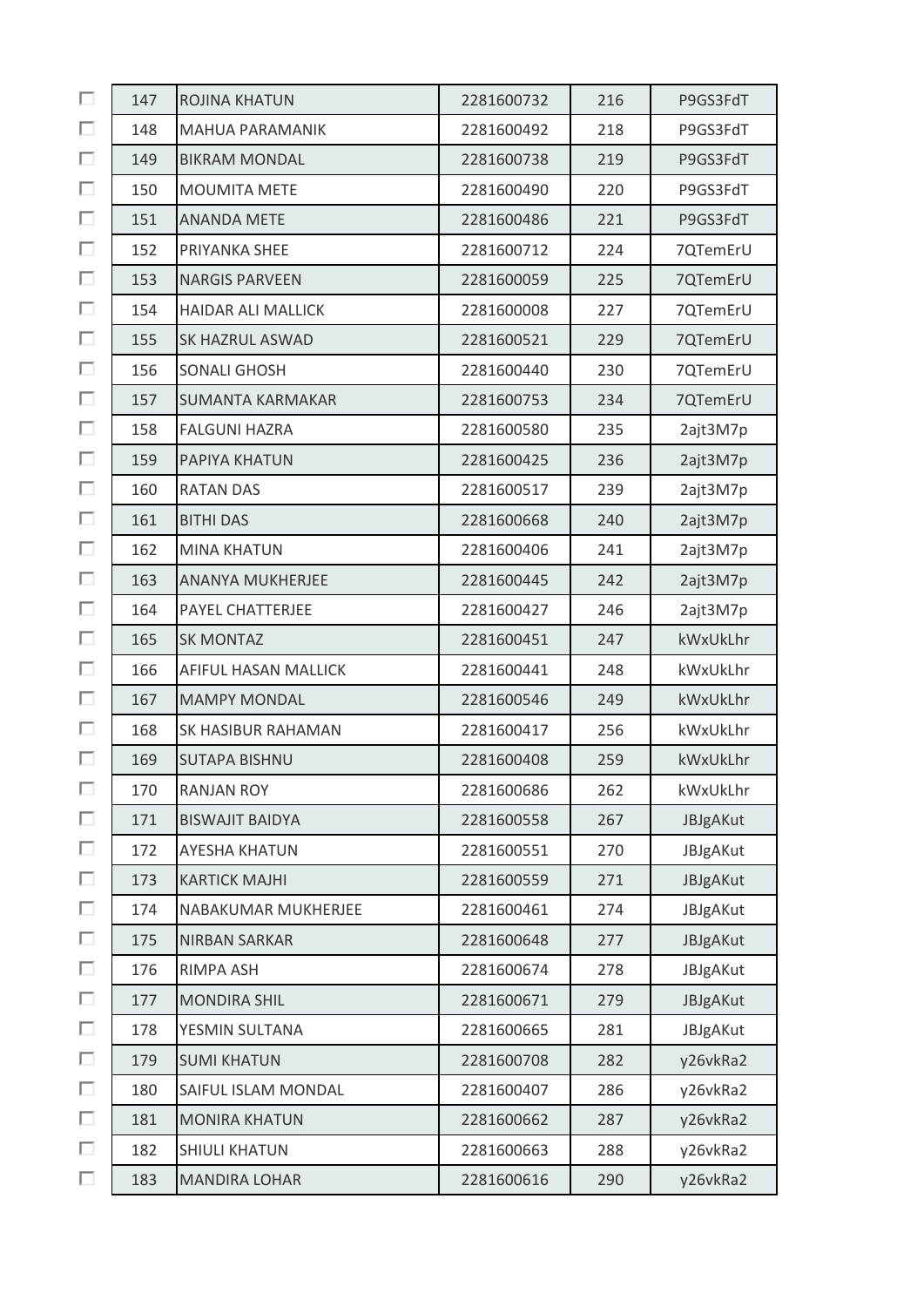| ☐ | 147 | ROJINA KHATUN | 2281600732 | 216 | P9GS3FdT |
|---|---|---|---|---|---|
| ☐ | 148 | MAHUA PARAMANIK | 2281600492 | 218 | P9GS3FdT |
| ☐ | 149 | BIKRAM MONDAL | 2281600738 | 219 | P9GS3FdT |
| ☐ | 150 | MOUMITA METE | 2281600490 | 220 | P9GS3FdT |
| ☐ | 151 | ANANDA METE | 2281600486 | 221 | P9GS3FdT |
| ☐ | 152 | PRIYANKA SHEE | 2281600712 | 224 | 7QTemErU |
| ☐ | 153 | NARGIS PARVEEN | 2281600059 | 225 | 7QTemErU |
| ☐ | 154 | HAIDAR ALI MALLICK | 2281600008 | 227 | 7QTemErU |
| ☐ | 155 | SK HAZRUL ASWAD | 2281600521 | 229 | 7QTemErU |
| ☐ | 156 | SONALI GHOSH | 2281600440 | 230 | 7QTemErU |
| ☐ | 157 | SUMANTA KARMAKAR | 2281600753 | 234 | 7QTemErU |
| ☐ | 158 | FALGUNI HAZRA | 2281600580 | 235 | 2ajt3M7p |
| ☐ | 159 | PAPIYA KHATUN | 2281600425 | 236 | 2ajt3M7p |
| ☐ | 160 | RATAN DAS | 2281600517 | 239 | 2ajt3M7p |
| ☐ | 161 | BITHI DAS | 2281600668 | 240 | 2ajt3M7p |
| ☐ | 162 | MINA KHATUN | 2281600406 | 241 | 2ajt3M7p |
| ☐ | 163 | ANANYA MUKHERJEE | 2281600445 | 242 | 2ajt3M7p |
| ☐ | 164 | PAYEL CHATTERJEE | 2281600427 | 246 | 2ajt3M7p |
| ☐ | 165 | SK MONTAZ | 2281600451 | 247 | kWxUkLhr |
| ☐ | 166 | AFIFUL HASAN MALLICK | 2281600441 | 248 | kWxUkLhr |
| ☐ | 167 | MAMPY MONDAL | 2281600546 | 249 | kWxUkLhr |
| ☐ | 168 | SK HASIBUR RAHAMAN | 2281600417 | 256 | kWxUkLhr |
| ☐ | 169 | SUTAPA BISHNU | 2281600408 | 259 | kWxUkLhr |
| ☐ | 170 | RANJAN ROY | 2281600686 | 262 | kWxUkLhr |
| ☐ | 171 | BISWAJIT BAIDYA | 2281600558 | 267 | JBJgAKut |
| ☐ | 172 | AYESHA KHATUN | 2281600551 | 270 | JBJgAKut |
| ☐ | 173 | KARTICK MAJHI | 2281600559 | 271 | JBJgAKut |
| ☐ | 174 | NABAKUMAR MUKHERJEE | 2281600461 | 274 | JBJgAKut |
| ☐ | 175 | NIRBAN SARKAR | 2281600648 | 277 | JBJgAKut |
| ☐ | 176 | RIMPA ASH | 2281600674 | 278 | JBJgAKut |
| ☐ | 177 | MONDIRA SHIL | 2281600671 | 279 | JBJgAKut |
| ☐ | 178 | YESMIN SULTANA | 2281600665 | 281 | JBJgAKut |
| ☐ | 179 | SUMI KHATUN | 2281600708 | 282 | y26vkRa2 |
| ☐ | 180 | SAIFUL ISLAM MONDAL | 2281600407 | 286 | y26vkRa2 |
| ☐ | 181 | MONIRA KHATUN | 2281600662 | 287 | y26vkRa2 |
| ☐ | 182 | SHIULI KHATUN | 2281600663 | 288 | y26vkRa2 |
| ☐ | 183 | MANDIRA LOHAR | 2281600616 | 290 | y26vkRa2 |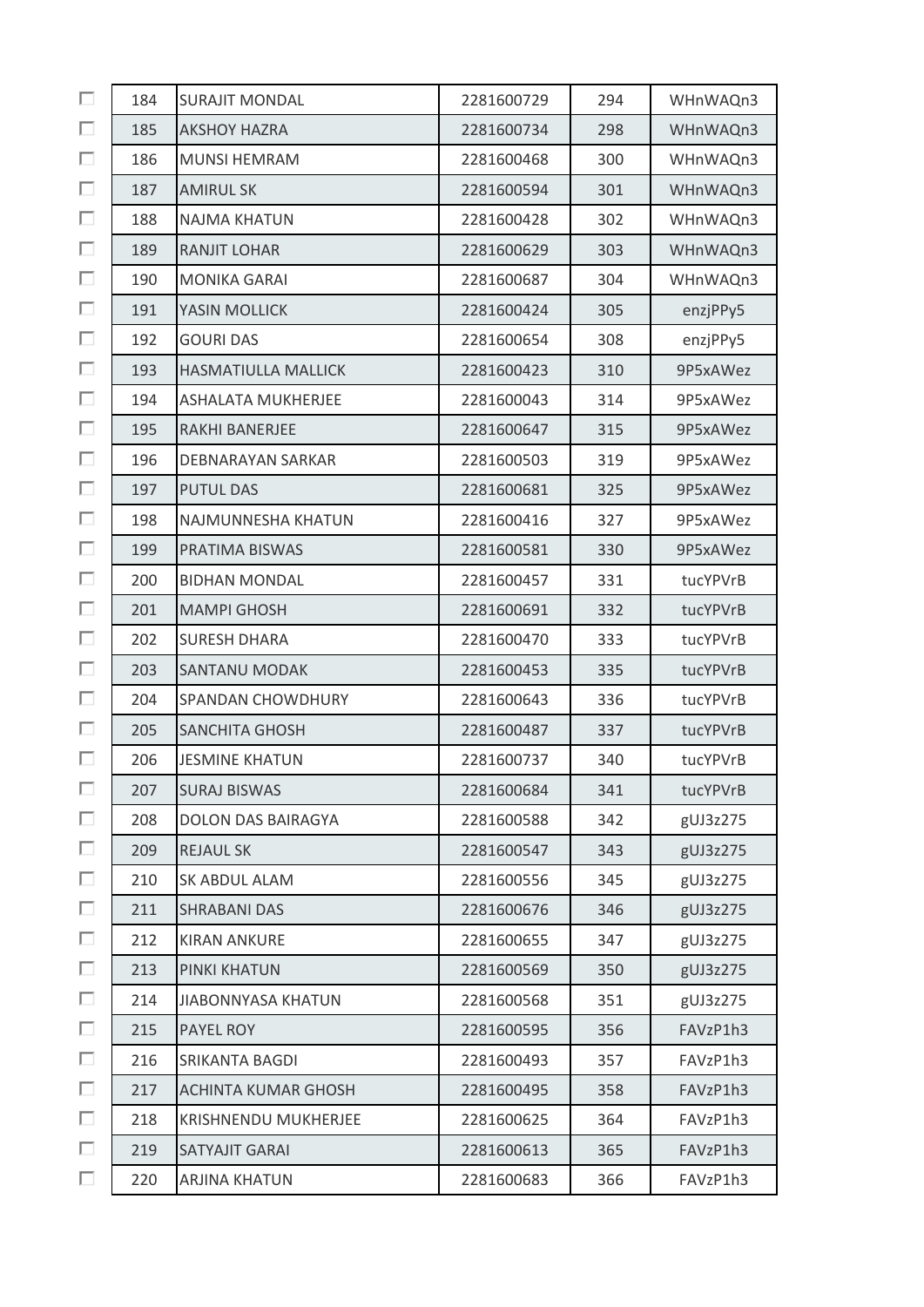| | | | | |
|---|---|---|---|---|
| 184 | SURAJIT MONDAL | 2281600729 | 294 | WHnWAQn3 |
| 185 | AKSHOY HAZRA | 2281600734 | 298 | WHnWAQn3 |
| 186 | MUNSI HEMRAM | 2281600468 | 300 | WHnWAQn3 |
| 187 | AMIRUL SK | 2281600594 | 301 | WHnWAQn3 |
| 188 | NAJMA KHATUN | 2281600428 | 302 | WHnWAQn3 |
| 189 | RANJIT LOHAR | 2281600629 | 303 | WHnWAQn3 |
| 190 | MONIKA GARAI | 2281600687 | 304 | WHnWAQn3 |
| 191 | YASIN MOLLICK | 2281600424 | 305 | enzjPPy5 |
| 192 | GOURI DAS | 2281600654 | 308 | enzjPPy5 |
| 193 | HASMATIULLA MALLICK | 2281600423 | 310 | 9P5xAWez |
| 194 | ASHALATA MUKHERJEE | 2281600043 | 314 | 9P5xAWez |
| 195 | RAKHI BANERJEE | 2281600647 | 315 | 9P5xAWez |
| 196 | DEBNARAYAN SARKAR | 2281600503 | 319 | 9P5xAWez |
| 197 | PUTUL DAS | 2281600681 | 325 | 9P5xAWez |
| 198 | NAJMUNNESHA KHATUN | 2281600416 | 327 | 9P5xAWez |
| 199 | PRATIMA BISWAS | 2281600581 | 330 | 9P5xAWez |
| 200 | BIDHAN MONDAL | 2281600457 | 331 | tucYPVrB |
| 201 | MAMPI GHOSH | 2281600691 | 332 | tucYPVrB |
| 202 | SURESH DHARA | 2281600470 | 333 | tucYPVrB |
| 203 | SANTANU MODAK | 2281600453 | 335 | tucYPVrB |
| 204 | SPANDAN CHOWDHURY | 2281600643 | 336 | tucYPVrB |
| 205 | SANCHITA GHOSH | 2281600487 | 337 | tucYPVrB |
| 206 | JESMINE KHATUN | 2281600737 | 340 | tucYPVrB |
| 207 | SURAJ BISWAS | 2281600684 | 341 | tucYPVrB |
| 208 | DOLON DAS BAIRAGYA | 2281600588 | 342 | gUJ3z275 |
| 209 | REJAUL SK | 2281600547 | 343 | gUJ3z275 |
| 210 | SK ABDUL ALAM | 2281600556 | 345 | gUJ3z275 |
| 211 | SHRABANI DAS | 2281600676 | 346 | gUJ3z275 |
| 212 | KIRAN ANKURE | 2281600655 | 347 | gUJ3z275 |
| 213 | PINKI KHATUN | 2281600569 | 350 | gUJ3z275 |
| 214 | JIABONNYASA KHATUN | 2281600568 | 351 | gUJ3z275 |
| 215 | PAYEL ROY | 2281600595 | 356 | FAVzP1h3 |
| 216 | SRIKANTA BAGDI | 2281600493 | 357 | FAVzP1h3 |
| 217 | ACHINTA KUMAR GHOSH | 2281600495 | 358 | FAVzP1h3 |
| 218 | KRISHNENDU MUKHERJEE | 2281600625 | 364 | FAVzP1h3 |
| 219 | SATYAJIT GARAI | 2281600613 | 365 | FAVzP1h3 |
| 220 | ARJINA KHATUN | 2281600683 | 366 | FAVzP1h3 |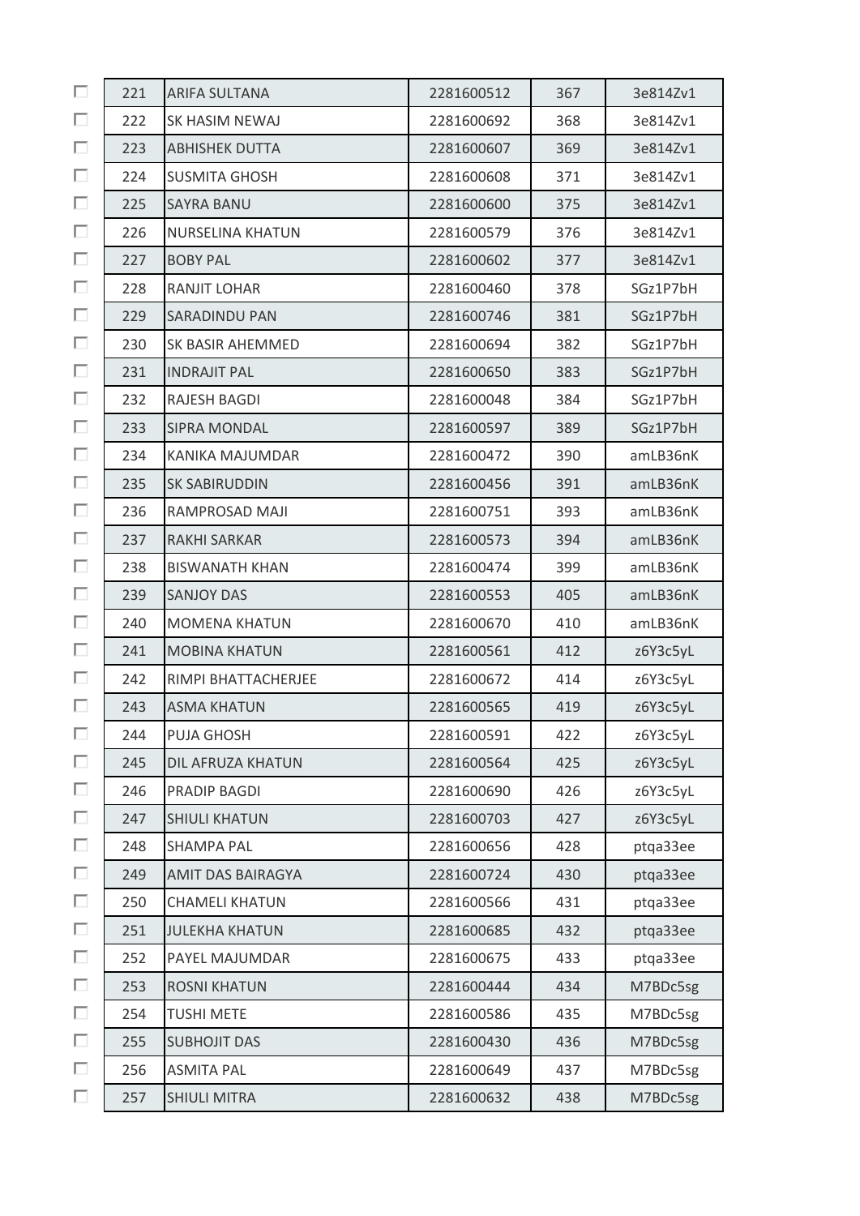| | | | | |
|---|---|---|---|---|
| 221 | ARIFA SULTANA | 2281600512 | 367 | 3e814Zv1 |
| 222 | SK HASIM NEWAJ | 2281600692 | 368 | 3e814Zv1 |
| 223 | ABHISHEK DUTTA | 2281600607 | 369 | 3e814Zv1 |
| 224 | SUSMITA GHOSH | 2281600608 | 371 | 3e814Zv1 |
| 225 | SAYRA BANU | 2281600600 | 375 | 3e814Zv1 |
| 226 | NURSELINA KHATUN | 2281600579 | 376 | 3e814Zv1 |
| 227 | BOBY PAL | 2281600602 | 377 | 3e814Zv1 |
| 228 | RANJIT LOHAR | 2281600460 | 378 | SGz1P7bH |
| 229 | SARADINDU PAN | 2281600746 | 381 | SGz1P7bH |
| 230 | SK BASIR AHEMMED | 2281600694 | 382 | SGz1P7bH |
| 231 | INDRAJIT PAL | 2281600650 | 383 | SGz1P7bH |
| 232 | RAJESH BAGDI | 2281600048 | 384 | SGz1P7bH |
| 233 | SIPRA MONDAL | 2281600597 | 389 | SGz1P7bH |
| 234 | KANIKA MAJUMDAR | 2281600472 | 390 | amLB36nK |
| 235 | SK SABIRUDDIN | 2281600456 | 391 | amLB36nK |
| 236 | RAMPROSAD MAJI | 2281600751 | 393 | amLB36nK |
| 237 | RAKHI SARKAR | 2281600573 | 394 | amLB36nK |
| 238 | BISWANATH KHAN | 2281600474 | 399 | amLB36nK |
| 239 | SANJOY DAS | 2281600553 | 405 | amLB36nK |
| 240 | MOMENA KHATUN | 2281600670 | 410 | amLB36nK |
| 241 | MOBINA KHATUN | 2281600561 | 412 | z6Y3c5yL |
| 242 | RIMPI BHATTACHERJEE | 2281600672 | 414 | z6Y3c5yL |
| 243 | ASMA KHATUN | 2281600565 | 419 | z6Y3c5yL |
| 244 | PUJA GHOSH | 2281600591 | 422 | z6Y3c5yL |
| 245 | DIL AFRUZA KHATUN | 2281600564 | 425 | z6Y3c5yL |
| 246 | PRADIP BAGDI | 2281600690 | 426 | z6Y3c5yL |
| 247 | SHIULI KHATUN | 2281600703 | 427 | z6Y3c5yL |
| 248 | SHAMPA PAL | 2281600656 | 428 | ptqa33ee |
| 249 | AMIT DAS BAIRAGYA | 2281600724 | 430 | ptqa33ee |
| 250 | CHAMELI KHATUN | 2281600566 | 431 | ptqa33ee |
| 251 | JULEKHA KHATUN | 2281600685 | 432 | ptqa33ee |
| 252 | PAYEL MAJUMDAR | 2281600675 | 433 | ptqa33ee |
| 253 | ROSNI KHATUN | 2281600444 | 434 | M7BDc5sg |
| 254 | TUSHI METE | 2281600586 | 435 | M7BDc5sg |
| 255 | SUBHOJIT DAS | 2281600430 | 436 | M7BDc5sg |
| 256 | ASMITA PAL | 2281600649 | 437 | M7BDc5sg |
| 257 | SHIULI MITRA | 2281600632 | 438 | M7BDc5sg |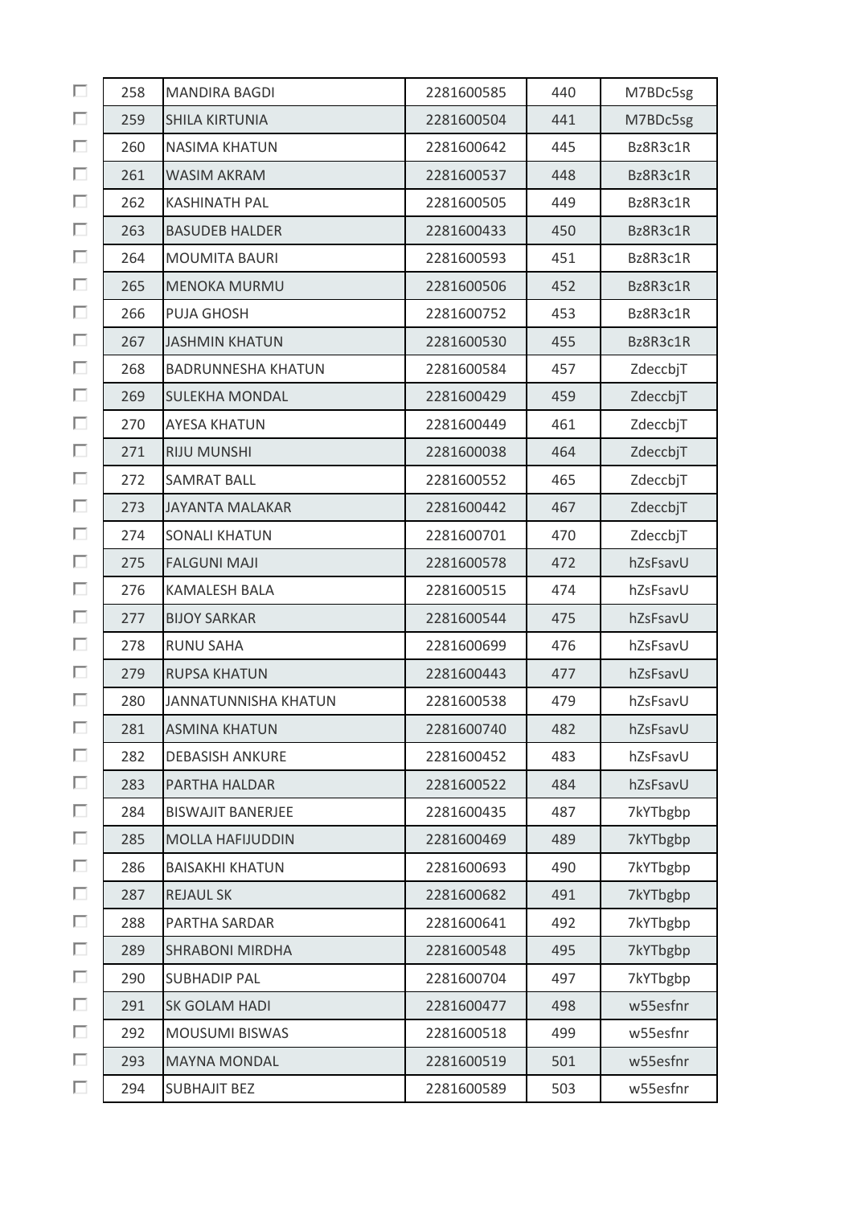| | | | | | |
|---|---|---|---|---|---|
| ☐ | 258 | MANDIRA BAGDI | 2281600585 | 440 | M7BDc5sg |
| ☐ | 259 | SHILA KIRTUNIA | 2281600504 | 441 | M7BDc5sg |
| ☐ | 260 | NASIMA KHATUN | 2281600642 | 445 | Bz8R3c1R |
| ☐ | 261 | WASIM AKRAM | 2281600537 | 448 | Bz8R3c1R |
| ☐ | 262 | KASHINATH PAL | 2281600505 | 449 | Bz8R3c1R |
| ☐ | 263 | BASUDEB HALDER | 2281600433 | 450 | Bz8R3c1R |
| ☐ | 264 | MOUMITA BAURI | 2281600593 | 451 | Bz8R3c1R |
| ☐ | 265 | MENOKA MURMU | 2281600506 | 452 | Bz8R3c1R |
| ☐ | 266 | PUJA GHOSH | 2281600752 | 453 | Bz8R3c1R |
| ☐ | 267 | JASHMIN KHATUN | 2281600530 | 455 | Bz8R3c1R |
| ☐ | 268 | BADRUNNESHA KHATUN | 2281600584 | 457 | ZdeccbjT |
| ☐ | 269 | SULEKHA MONDAL | 2281600429 | 459 | ZdeccbjT |
| ☐ | 270 | AYESA KHATUN | 2281600449 | 461 | ZdeccbjT |
| ☐ | 271 | RIJU MUNSHI | 2281600038 | 464 | ZdeccbjT |
| ☐ | 272 | SAMRAT BALL | 2281600552 | 465 | ZdeccbjT |
| ☐ | 273 | JAYANTA MALAKAR | 2281600442 | 467 | ZdeccbjT |
| ☐ | 274 | SONALI KHATUN | 2281600701 | 470 | ZdeccbjT |
| ☐ | 275 | FALGUNI MAJI | 2281600578 | 472 | hZsFsavU |
| ☐ | 276 | KAMALESH BALA | 2281600515 | 474 | hZsFsavU |
| ☐ | 277 | BIJOY SARKAR | 2281600544 | 475 | hZsFsavU |
| ☐ | 278 | RUNU SAHA | 2281600699 | 476 | hZsFsavU |
| ☐ | 279 | RUPSA KHATUN | 2281600443 | 477 | hZsFsavU |
| ☐ | 280 | JANNATUNNISHA KHATUN | 2281600538 | 479 | hZsFsavU |
| ☐ | 281 | ASMINA KHATUN | 2281600740 | 482 | hZsFsavU |
| ☐ | 282 | DEBASISH ANKURE | 2281600452 | 483 | hZsFsavU |
| ☐ | 283 | PARTHA HALDAR | 2281600522 | 484 | hZsFsavU |
| ☐ | 284 | BISWAJIT BANERJEE | 2281600435 | 487 | 7kYTbgbp |
| ☐ | 285 | MOLLA HAFIJUDDIN | 2281600469 | 489 | 7kYTbgbp |
| ☐ | 286 | BAISAKHI KHATUN | 2281600693 | 490 | 7kYTbgbp |
| ☐ | 287 | REJAUL SK | 2281600682 | 491 | 7kYTbgbp |
| ☐ | 288 | PARTHA SARDAR | 2281600641 | 492 | 7kYTbgbp |
| ☐ | 289 | SHRABONI MIRDHA | 2281600548 | 495 | 7kYTbgbp |
| ☐ | 290 | SUBHADIP PAL | 2281600704 | 497 | 7kYTbgbp |
| ☐ | 291 | SK GOLAM HADI | 2281600477 | 498 | w55esfnr |
| ☐ | 292 | MOUSUMI BISWAS | 2281600518 | 499 | w55esfnr |
| ☐ | 293 | MAYNA MONDAL | 2281600519 | 501 | w55esfnr |
| ☐ | 294 | SUBHAJIT BEZ | 2281600589 | 503 | w55esfnr |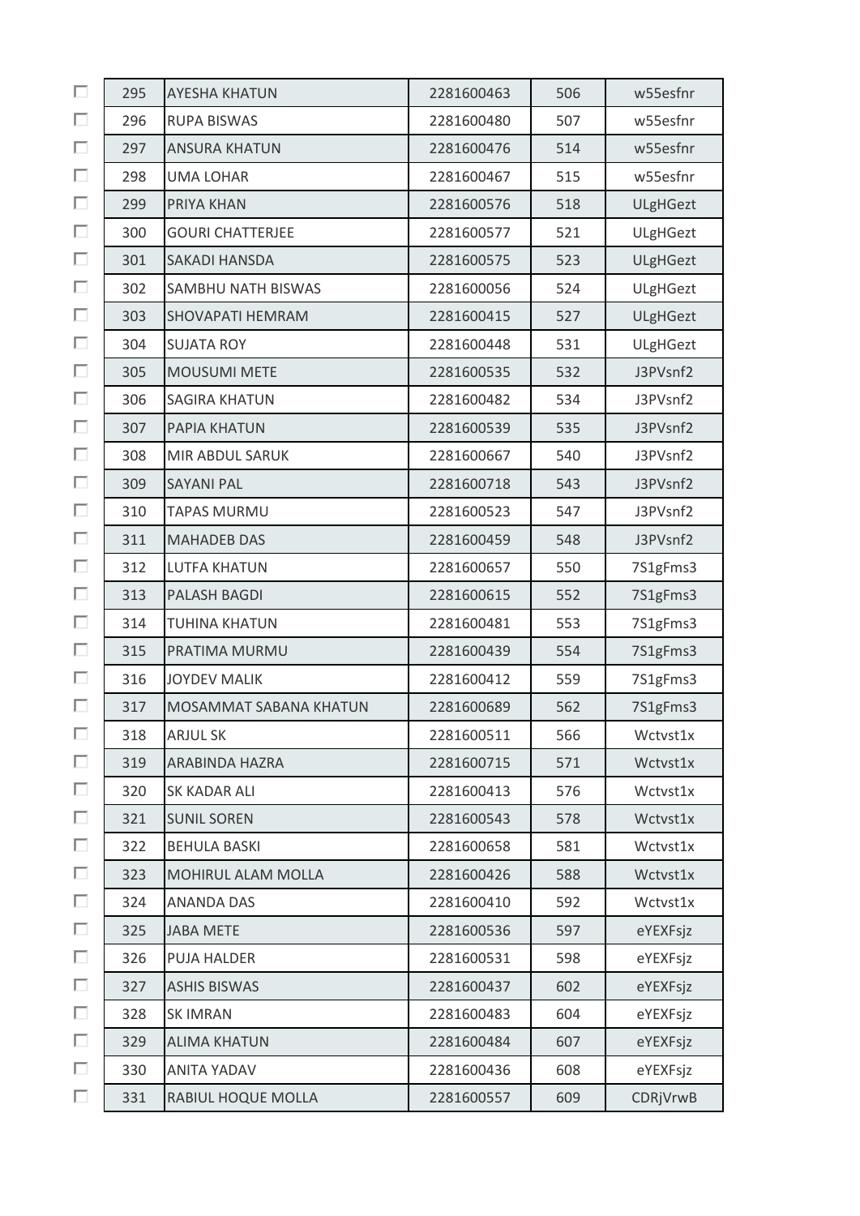| | | | | | |
|---|---|---|---|---|---|
| ☐ | 295 | AYESHA KHATUN | 2281600463 | 506 | w55esfnr |
| ☐ | 296 | RUPA BISWAS | 2281600480 | 507 | w55esfnr |
| ☐ | 297 | ANSURA KHATUN | 2281600476 | 514 | w55esfnr |
| ☐ | 298 | UMA LOHAR | 2281600467 | 515 | w55esfnr |
| ☐ | 299 | PRIYA KHAN | 2281600576 | 518 | ULgHGezt |
| ☐ | 300 | GOURI CHATTERJEE | 2281600577 | 521 | ULgHGezt |
| ☐ | 301 | SAKADI HANSDA | 2281600575 | 523 | ULgHGezt |
| ☐ | 302 | SAMBHU NATH BISWAS | 2281600056 | 524 | ULgHGezt |
| ☐ | 303 | SHOVAPATI HEMRAM | 2281600415 | 527 | ULgHGezt |
| ☐ | 304 | SUJATA ROY | 2281600448 | 531 | ULgHGezt |
| ☐ | 305 | MOUSUMI METE | 2281600535 | 532 | J3PVsnf2 |
| ☐ | 306 | SAGIRA KHATUN | 2281600482 | 534 | J3PVsnf2 |
| ☐ | 307 | PAPIA KHATUN | 2281600539 | 535 | J3PVsnf2 |
| ☐ | 308 | MIR ABDUL SARUK | 2281600667 | 540 | J3PVsnf2 |
| ☐ | 309 | SAYANI PAL | 2281600718 | 543 | J3PVsnf2 |
| ☐ | 310 | TAPAS MURMU | 2281600523 | 547 | J3PVsnf2 |
| ☐ | 311 | MAHADEB DAS | 2281600459 | 548 | J3PVsnf2 |
| ☐ | 312 | LUTFA KHATUN | 2281600657 | 550 | 7S1gFms3 |
| ☐ | 313 | PALASH BAGDI | 2281600615 | 552 | 7S1gFms3 |
| ☐ | 314 | TUHINA KHATUN | 2281600481 | 553 | 7S1gFms3 |
| ☐ | 315 | PRATIMA MURMU | 2281600439 | 554 | 7S1gFms3 |
| ☐ | 316 | JOYDEV MALIK | 2281600412 | 559 | 7S1gFms3 |
| ☐ | 317 | MOSAMMAT SABANA KHATUN | 2281600689 | 562 | 7S1gFms3 |
| ☐ | 318 | ARJUL SK | 2281600511 | 566 | Wctvst1x |
| ☐ | 319 | ARABINDA HAZRA | 2281600715 | 571 | Wctvst1x |
| ☐ | 320 | SK KADAR ALI | 2281600413 | 576 | Wctvst1x |
| ☐ | 321 | SUNIL SOREN | 2281600543 | 578 | Wctvst1x |
| ☐ | 322 | BEHULA BASKI | 2281600658 | 581 | Wctvst1x |
| ☐ | 323 | MOHIRUL ALAM MOLLA | 2281600426 | 588 | Wctvst1x |
| ☐ | 324 | ANANDA DAS | 2281600410 | 592 | Wctvst1x |
| ☐ | 325 | JABA METE | 2281600536 | 597 | eYEXFsjz |
| ☐ | 326 | PUJA HALDER | 2281600531 | 598 | eYEXFsjz |
| ☐ | 327 | ASHIS BISWAS | 2281600437 | 602 | eYEXFsjz |
| ☐ | 328 | SK IMRAN | 2281600483 | 604 | eYEXFsjz |
| ☐ | 329 | ALIMA KHATUN | 2281600484 | 607 | eYEXFsjz |
| ☐ | 330 | ANITA YADAV | 2281600436 | 608 | eYEXFsjz |
| ☐ | 331 | RABIUL HOQUE MOLLA | 2281600557 | 609 | CDRjVrwB |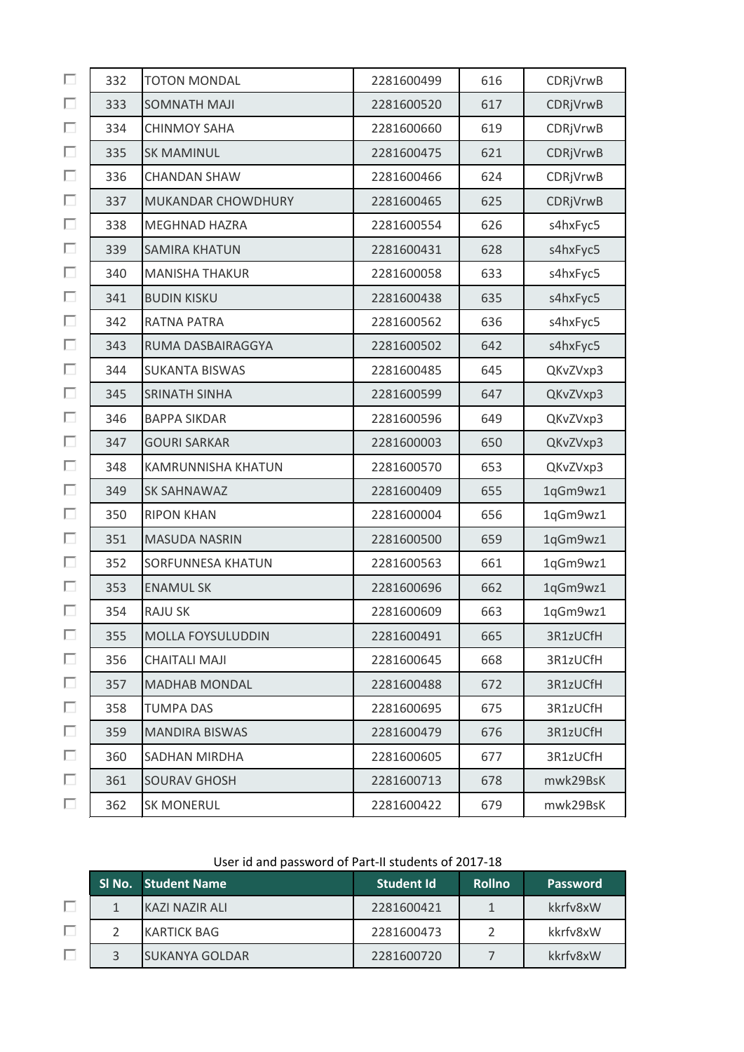| Sl No. | Student Name | Student Id | Rollno | Password |
|---|---|---|---|---|
| 332 | TOTON MONDAL | 2281600499 | 616 | CDRjVrwB |
| 333 | SOMNATH MAJI | 2281600520 | 617 | CDRjVrwB |
| 334 | CHINMOY SAHA | 2281600660 | 619 | CDRjVrwB |
| 335 | SK MAMINUL | 2281600475 | 621 | CDRjVrwB |
| 336 | CHANDAN SHAW | 2281600466 | 624 | CDRjVrwB |
| 337 | MUKANDAR CHOWDHURY | 2281600465 | 625 | CDRjVrwB |
| 338 | MEGHNAD HAZRA | 2281600554 | 626 | s4hxFyc5 |
| 339 | SAMIRA KHATUN | 2281600431 | 628 | s4hxFyc5 |
| 340 | MANISHA THAKUR | 2281600058 | 633 | s4hxFyc5 |
| 341 | BUDIN KISKU | 2281600438 | 635 | s4hxFyc5 |
| 342 | RATNA PATRA | 2281600562 | 636 | s4hxFyc5 |
| 343 | RUMA DASBAIRAGGYA | 2281600502 | 642 | s4hxFyc5 |
| 344 | SUKANTA BISWAS | 2281600485 | 645 | QKvZVxp3 |
| 345 | SRINATH SINHA | 2281600599 | 647 | QKvZVxp3 |
| 346 | BAPPA SIKDAR | 2281600596 | 649 | QKvZVxp3 |
| 347 | GOURI SARKAR | 2281600003 | 650 | QKvZVxp3 |
| 348 | KAMRUNNISHA KHATUN | 2281600570 | 653 | QKvZVxp3 |
| 349 | SK SAHNAWAZ | 2281600409 | 655 | 1qGm9wz1 |
| 350 | RIPON KHAN | 2281600004 | 656 | 1qGm9wz1 |
| 351 | MASUDA NASRIN | 2281600500 | 659 | 1qGm9wz1 |
| 352 | SORFUNNESA KHATUN | 2281600563 | 661 | 1qGm9wz1 |
| 353 | ENAMUL SK | 2281600696 | 662 | 1qGm9wz1 |
| 354 | RAJU SK | 2281600609 | 663 | 1qGm9wz1 |
| 355 | MOLLA FOYSULUDDIN | 2281600491 | 665 | 3R1zUCfH |
| 356 | CHAITALI MAJI | 2281600645 | 668 | 3R1zUCfH |
| 357 | MADHAB MONDAL | 2281600488 | 672 | 3R1zUCfH |
| 358 | TUMPA DAS | 2281600695 | 675 | 3R1zUCfH |
| 359 | MANDIRA BISWAS | 2281600479 | 676 | 3R1zUCfH |
| 360 | SADHAN MIRDHA | 2281600605 | 677 | 3R1zUCfH |
| 361 | SOURAV GHOSH | 2281600713 | 678 | mwk29BsK |
| 362 | SK MONERUL | 2281600422 | 679 | mwk29BsK |

User id and password of Part-II students of 2017-18

| Sl No. | Student Name | Student Id | Rollno | Password |
|---|---|---|---|---|
| 1 | KAZI NAZIR ALI | 2281600421 | 1 | kkrfv8xW |
| 2 | KARTICK BAG | 2281600473 | 2 | kkrfv8xW |
| 3 | SUKANYA GOLDAR | 2281600720 | 7 | kkrfv8xW |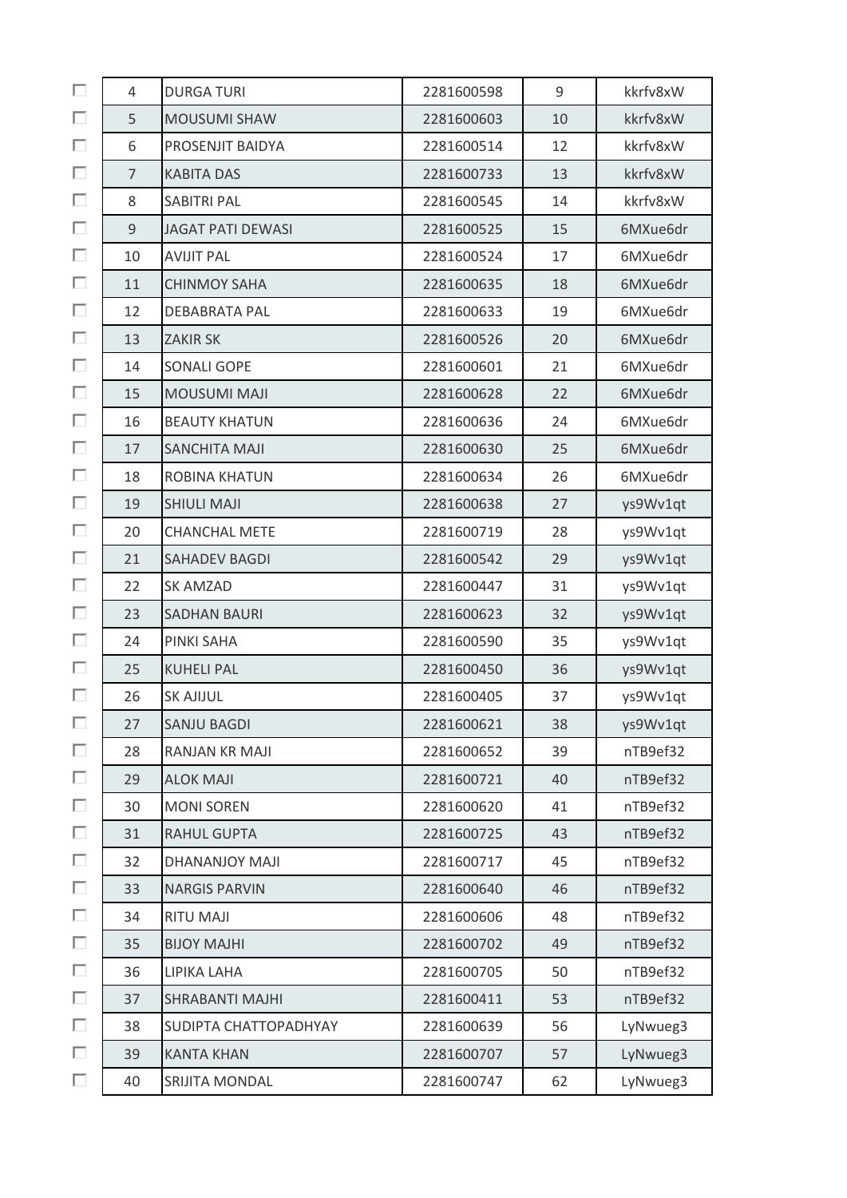| | | | | |
|---|---|---|---|---|
| 4 | DURGA TURI | 2281600598 | 9 | kkrfv8xW |
| 5 | MOUSUMI SHAW | 2281600603 | 10 | kkrfv8xW |
| 6 | PROSENJIT BAIDYA | 2281600514 | 12 | kkrfv8xW |
| 7 | KABITA DAS | 2281600733 | 13 | kkrfv8xW |
| 8 | SABITRI PAL | 2281600545 | 14 | kkrfv8xW |
| 9 | JAGAT PATI DEWASI | 2281600525 | 15 | 6MXue6dr |
| 10 | AVIJIT PAL | 2281600524 | 17 | 6MXue6dr |
| 11 | CHINMOY SAHA | 2281600635 | 18 | 6MXue6dr |
| 12 | DEBABRATA PAL | 2281600633 | 19 | 6MXue6dr |
| 13 | ZAKIR SK | 2281600526 | 20 | 6MXue6dr |
| 14 | SONALI GOPE | 2281600601 | 21 | 6MXue6dr |
| 15 | MOUSUMI MAJI | 2281600628 | 22 | 6MXue6dr |
| 16 | BEAUTY KHATUN | 2281600636 | 24 | 6MXue6dr |
| 17 | SANCHITA MAJI | 2281600630 | 25 | 6MXue6dr |
| 18 | ROBINA KHATUN | 2281600634 | 26 | 6MXue6dr |
| 19 | SHIULI MAJI | 2281600638 | 27 | ys9Wv1qt |
| 20 | CHANCHAL METE | 2281600719 | 28 | ys9Wv1qt |
| 21 | SAHADEV BAGDI | 2281600542 | 29 | ys9Wv1qt |
| 22 | SK AMZAD | 2281600447 | 31 | ys9Wv1qt |
| 23 | SADHAN BAURI | 2281600623 | 32 | ys9Wv1qt |
| 24 | PINKI SAHA | 2281600590 | 35 | ys9Wv1qt |
| 25 | KUHELI PAL | 2281600450 | 36 | ys9Wv1qt |
| 26 | SK AJIJUL | 2281600405 | 37 | ys9Wv1qt |
| 27 | SANJU BAGDI | 2281600621 | 38 | ys9Wv1qt |
| 28 | RANJAN KR MAJI | 2281600652 | 39 | nTB9ef32 |
| 29 | ALOK MAJI | 2281600721 | 40 | nTB9ef32 |
| 30 | MONI SOREN | 2281600620 | 41 | nTB9ef32 |
| 31 | RAHUL GUPTA | 2281600725 | 43 | nTB9ef32 |
| 32 | DHANANJOY MAJI | 2281600717 | 45 | nTB9ef32 |
| 33 | NARGIS PARVIN | 2281600640 | 46 | nTB9ef32 |
| 34 | RITU MAJI | 2281600606 | 48 | nTB9ef32 |
| 35 | BIJOY MAJHI | 2281600702 | 49 | nTB9ef32 |
| 36 | LIPIKA LAHA | 2281600705 | 50 | nTB9ef32 |
| 37 | SHRABANTI MAJHI | 2281600411 | 53 | nTB9ef32 |
| 38 | SUDIPTA CHATTOPADHYAY | 2281600639 | 56 | LyNwueg3 |
| 39 | KANTA KHAN | 2281600707 | 57 | LyNwueg3 |
| 40 | SRIJITA MONDAL | 2281600747 | 62 | LyNwueg3 |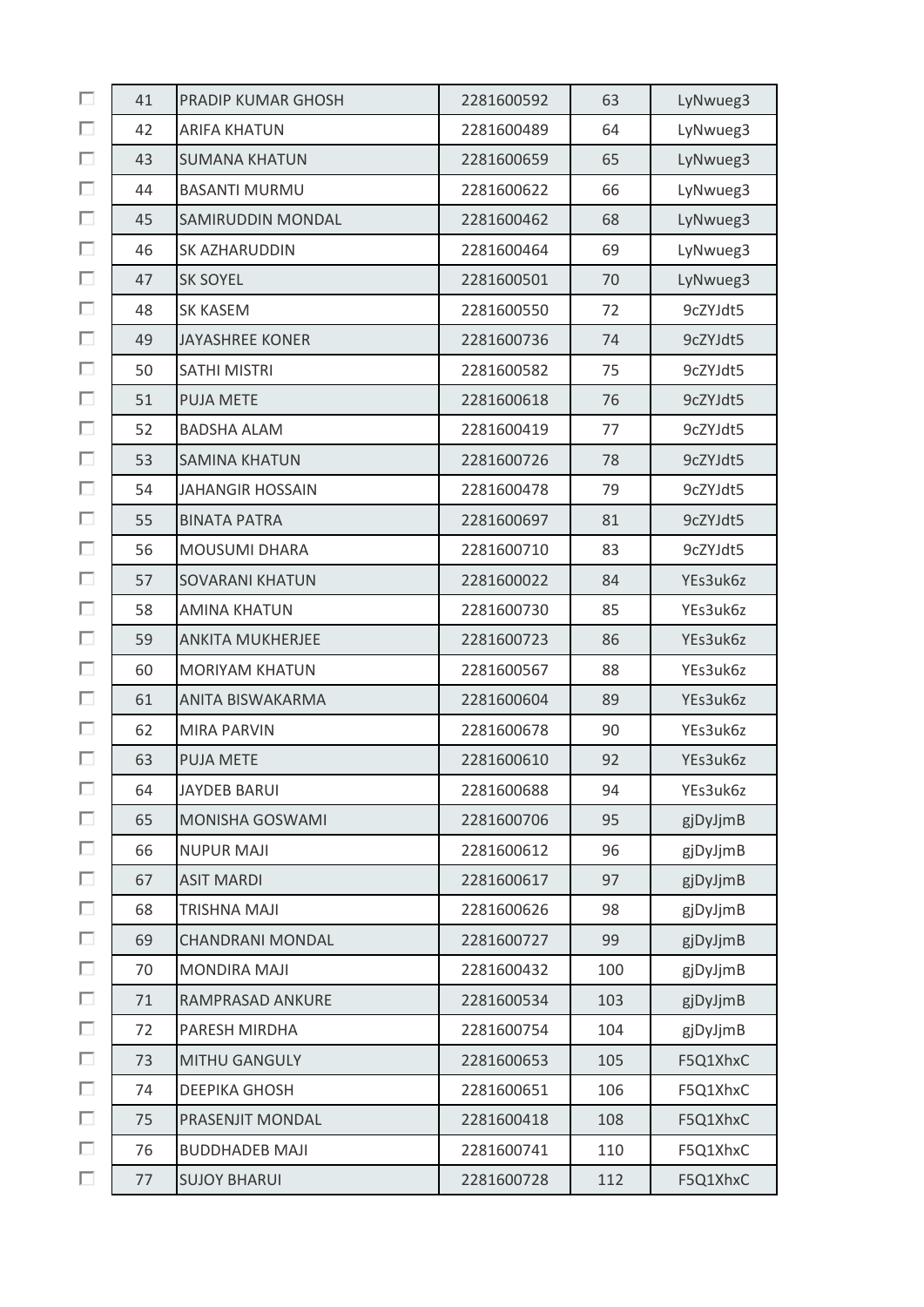| | | | | |
|---|---|---|---|---|
| 41 | PRADIP KUMAR GHOSH | 2281600592 | 63 | LyNwueg3 |
| 42 | ARIFA KHATUN | 2281600489 | 64 | LyNwueg3 |
| 43 | SUMANA KHATUN | 2281600659 | 65 | LyNwueg3 |
| 44 | BASANTI MURMU | 2281600622 | 66 | LyNwueg3 |
| 45 | SAMIRUDDIN MONDAL | 2281600462 | 68 | LyNwueg3 |
| 46 | SK AZHARUDDIN | 2281600464 | 69 | LyNwueg3 |
| 47 | SK SOYEL | 2281600501 | 70 | LyNwueg3 |
| 48 | SK KASEM | 2281600550 | 72 | 9cZYJdt5 |
| 49 | JAYASHREE KONER | 2281600736 | 74 | 9cZYJdt5 |
| 50 | SATHI MISTRI | 2281600582 | 75 | 9cZYJdt5 |
| 51 | PUJA METE | 2281600618 | 76 | 9cZYJdt5 |
| 52 | BADSHA ALAM | 2281600419 | 77 | 9cZYJdt5 |
| 53 | SAMINA KHATUN | 2281600726 | 78 | 9cZYJdt5 |
| 54 | JAHANGIR HOSSAIN | 2281600478 | 79 | 9cZYJdt5 |
| 55 | BINATA PATRA | 2281600697 | 81 | 9cZYJdt5 |
| 56 | MOUSUMI DHARA | 2281600710 | 83 | 9cZYJdt5 |
| 57 | SOVARANI KHATUN | 2281600022 | 84 | YEs3uk6z |
| 58 | AMINA KHATUN | 2281600730 | 85 | YEs3uk6z |
| 59 | ANKITA MUKHERJEE | 2281600723 | 86 | YEs3uk6z |
| 60 | MORIYAM KHATUN | 2281600567 | 88 | YEs3uk6z |
| 61 | ANITA BISWAKARMA | 2281600604 | 89 | YEs3uk6z |
| 62 | MIRA PARVIN | 2281600678 | 90 | YEs3uk6z |
| 63 | PUJA METE | 2281600610 | 92 | YEs3uk6z |
| 64 | JAYDEB BARUI | 2281600688 | 94 | YEs3uk6z |
| 65 | MONISHA GOSWAMI | 2281600706 | 95 | gjDyJjmB |
| 66 | NUPUR MAJI | 2281600612 | 96 | gjDyJjmB |
| 67 | ASIT MARDI | 2281600617 | 97 | gjDyJjmB |
| 68 | TRISHNA MAJI | 2281600626 | 98 | gjDyJjmB |
| 69 | CHANDRANI MONDAL | 2281600727 | 99 | gjDyJjmB |
| 70 | MONDIRA MAJI | 2281600432 | 100 | gjDyJjmB |
| 71 | RAMPRASAD ANKURE | 2281600534 | 103 | gjDyJjmB |
| 72 | PARESH MIRDHA | 2281600754 | 104 | gjDyJjmB |
| 73 | MITHU GANGULY | 2281600653 | 105 | F5Q1XhxC |
| 74 | DEEPIKA GHOSH | 2281600651 | 106 | F5Q1XhxC |
| 75 | PRASENJIT MONDAL | 2281600418 | 108 | F5Q1XhxC |
| 76 | BUDDHADEB MAJI | 2281600741 | 110 | F5Q1XhxC |
| 77 | SUJOY BHARUI | 2281600728 | 112 | F5Q1XhxC |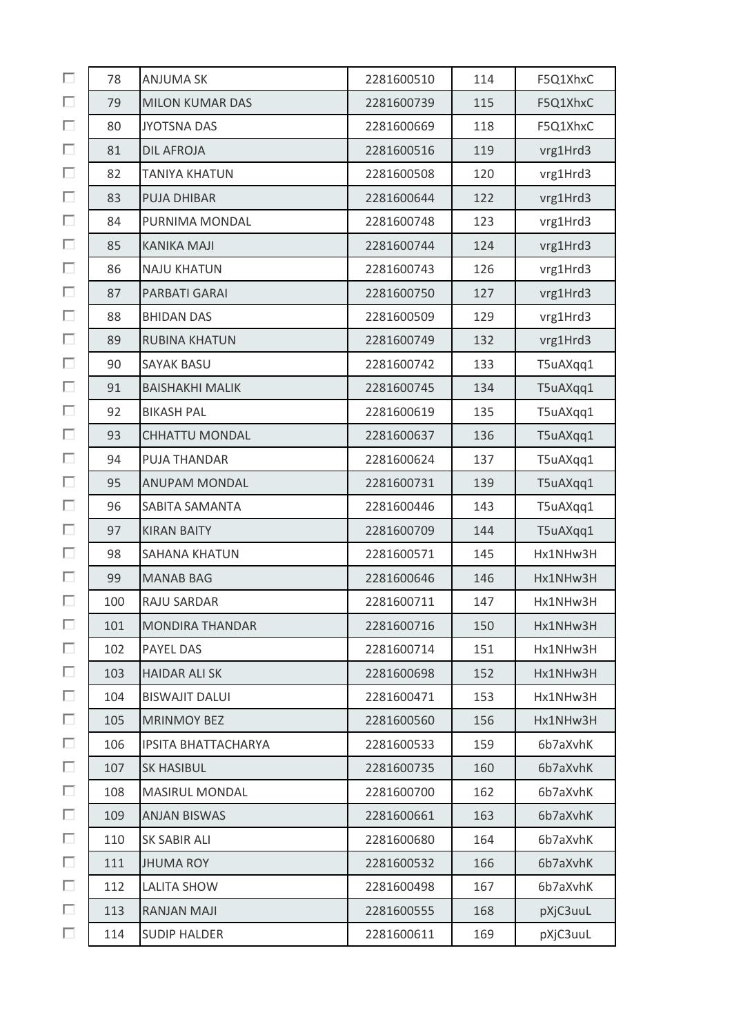| | | | | |
|---|---|---|---|---|
| 78 | ANJUMA SK | 2281600510 | 114 | F5Q1XhxC |
| 79 | MILON KUMAR DAS | 2281600739 | 115 | F5Q1XhxC |
| 80 | JYOTSNA DAS | 2281600669 | 118 | F5Q1XhxC |
| 81 | DIL AFROJA | 2281600516 | 119 | vrg1Hrd3 |
| 82 | TANIYA KHATUN | 2281600508 | 120 | vrg1Hrd3 |
| 83 | PUJA DHIBAR | 2281600644 | 122 | vrg1Hrd3 |
| 84 | PURNIMA MONDAL | 2281600748 | 123 | vrg1Hrd3 |
| 85 | KANIKA MAJI | 2281600744 | 124 | vrg1Hrd3 |
| 86 | NAJU KHATUN | 2281600743 | 126 | vrg1Hrd3 |
| 87 | PARBATI GARAI | 2281600750 | 127 | vrg1Hrd3 |
| 88 | BHIDAN DAS | 2281600509 | 129 | vrg1Hrd3 |
| 89 | RUBINA KHATUN | 2281600749 | 132 | vrg1Hrd3 |
| 90 | SAYAK BASU | 2281600742 | 133 | T5uAXqq1 |
| 91 | BAISHAKHI MALIK | 2281600745 | 134 | T5uAXqq1 |
| 92 | BIKASH PAL | 2281600619 | 135 | T5uAXqq1 |
| 93 | CHHATTU MONDAL | 2281600637 | 136 | T5uAXqq1 |
| 94 | PUJA THANDAR | 2281600624 | 137 | T5uAXqq1 |
| 95 | ANUPAM MONDAL | 2281600731 | 139 | T5uAXqq1 |
| 96 | SABITA SAMANTA | 2281600446 | 143 | T5uAXqq1 |
| 97 | KIRAN BAITY | 2281600709 | 144 | T5uAXqq1 |
| 98 | SAHANA KHATUN | 2281600571 | 145 | Hx1NHw3H |
| 99 | MANAB BAG | 2281600646 | 146 | Hx1NHw3H |
| 100 | RAJU SARDAR | 2281600711 | 147 | Hx1NHw3H |
| 101 | MONDIRA THANDAR | 2281600716 | 150 | Hx1NHw3H |
| 102 | PAYEL DAS | 2281600714 | 151 | Hx1NHw3H |
| 103 | HAIDAR ALI SK | 2281600698 | 152 | Hx1NHw3H |
| 104 | BISWAJIT DALUI | 2281600471 | 153 | Hx1NHw3H |
| 105 | MRINMOY BEZ | 2281600560 | 156 | Hx1NHw3H |
| 106 | IPSITA BHATTACHARYA | 2281600533 | 159 | 6b7aXvhK |
| 107 | SK HASIBUL | 2281600735 | 160 | 6b7aXvhK |
| 108 | MASIRUL MONDAL | 2281600700 | 162 | 6b7aXvhK |
| 109 | ANJAN BISWAS | 2281600661 | 163 | 6b7aXvhK |
| 110 | SK SABIR ALI | 2281600680 | 164 | 6b7aXvhK |
| 111 | JHUMA ROY | 2281600532 | 166 | 6b7aXvhK |
| 112 | LALITA SHOW | 2281600498 | 167 | 6b7aXvhK |
| 113 | RANJAN MAJI | 2281600555 | 168 | pXjC3uuL |
| 114 | SUDIP HALDER | 2281600611 | 169 | pXjC3uuL |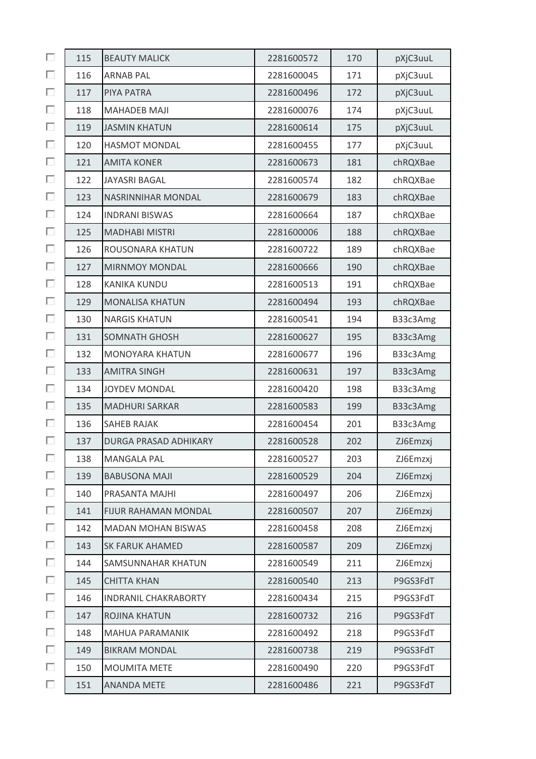| | | | | |
|---|---|---|---|---|
| 115 | BEAUTY MALICK | 2281600572 | 170 | pXjC3uuL |
| 116 | ARNAB PAL | 2281600045 | 171 | pXjC3uuL |
| 117 | PIYA PATRA | 2281600496 | 172 | pXjC3uuL |
| 118 | MAHADEB MAJI | 2281600076 | 174 | pXjC3uuL |
| 119 | JASMIN KHATUN | 2281600614 | 175 | pXjC3uuL |
| 120 | HASMOT MONDAL | 2281600455 | 177 | pXjC3uuL |
| 121 | AMITA KONER | 2281600673 | 181 | chRQXBae |
| 122 | JAYASRI BAGAL | 2281600574 | 182 | chRQXBae |
| 123 | NASRINNIHAR MONDAL | 2281600679 | 183 | chRQXBae |
| 124 | INDRANI BISWAS | 2281600664 | 187 | chRQXBae |
| 125 | MADHABI MISTRI | 2281600006 | 188 | chRQXBae |
| 126 | ROUSONARA KHATUN | 2281600722 | 189 | chRQXBae |
| 127 | MIRNMOY MONDAL | 2281600666 | 190 | chRQXBae |
| 128 | KANIKA KUNDU | 2281600513 | 191 | chRQXBae |
| 129 | MONALISA KHATUN | 2281600494 | 193 | chRQXBae |
| 130 | NARGIS KHATUN | 2281600541 | 194 | B33c3Amg |
| 131 | SOMNATH GHOSH | 2281600627 | 195 | B33c3Amg |
| 132 | MONOYARA KHATUN | 2281600677 | 196 | B33c3Amg |
| 133 | AMITRA SINGH | 2281600631 | 197 | B33c3Amg |
| 134 | JOYDEV MONDAL | 2281600420 | 198 | B33c3Amg |
| 135 | MADHURI SARKAR | 2281600583 | 199 | B33c3Amg |
| 136 | SAHEB RAJAK | 2281600454 | 201 | B33c3Amg |
| 137 | DURGA PRASAD ADHIKARY | 2281600528 | 202 | ZJ6Emzxj |
| 138 | MANGALA PAL | 2281600527 | 203 | ZJ6Emzxj |
| 139 | BABUSONA MAJI | 2281600529 | 204 | ZJ6Emzxj |
| 140 | PRASANTA MAJHI | 2281600497 | 206 | ZJ6Emzxj |
| 141 | FIJUR RAHAMAN MONDAL | 2281600507 | 207 | ZJ6Emzxj |
| 142 | MADAN MOHAN BISWAS | 2281600458 | 208 | ZJ6Emzxj |
| 143 | SK FARUK AHAMED | 2281600587 | 209 | ZJ6Emzxj |
| 144 | SAMSUNNAHAR KHATUN | 2281600549 | 211 | ZJ6Emzxj |
| 145 | CHITTA KHAN | 2281600540 | 213 | P9GS3FdT |
| 146 | INDRANIL CHAKRABORTY | 2281600434 | 215 | P9GS3FdT |
| 147 | ROJINA KHATUN | 2281600732 | 216 | P9GS3FdT |
| 148 | MAHUA PARAMANIK | 2281600492 | 218 | P9GS3FdT |
| 149 | BIKRAM MONDAL | 2281600738 | 219 | P9GS3FdT |
| 150 | MOUMITA METE | 2281600490 | 220 | P9GS3FdT |
| 151 | ANANDA METE | 2281600486 | 221 | P9GS3FdT |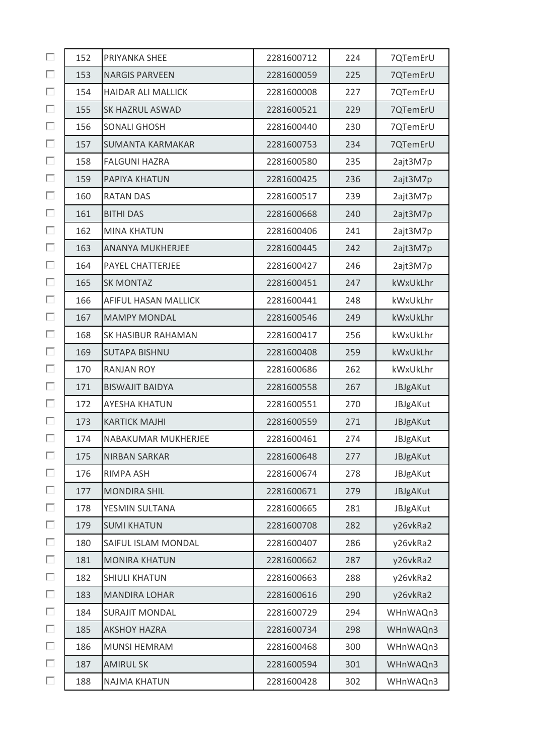| | | | | |
|---|---|---|---|---|
| 152 | PRIYANKA SHEE | 2281600712 | 224 | 7QTemErU |
| 153 | NARGIS PARVEEN | 2281600059 | 225 | 7QTemErU |
| 154 | HAIDAR ALI MALLICK | 2281600008 | 227 | 7QTemErU |
| 155 | SK HAZRUL ASWAD | 2281600521 | 229 | 7QTemErU |
| 156 | SONALI GHOSH | 2281600440 | 230 | 7QTemErU |
| 157 | SUMANTA KARMAKAR | 2281600753 | 234 | 7QTemErU |
| 158 | FALGUNI HAZRA | 2281600580 | 235 | 2ajt3M7p |
| 159 | PAPIYA KHATUN | 2281600425 | 236 | 2ajt3M7p |
| 160 | RATAN DAS | 2281600517 | 239 | 2ajt3M7p |
| 161 | BITHI DAS | 2281600668 | 240 | 2ajt3M7p |
| 162 | MINA KHATUN | 2281600406 | 241 | 2ajt3M7p |
| 163 | ANANYA MUKHERJEE | 2281600445 | 242 | 2ajt3M7p |
| 164 | PAYEL CHATTERJEE | 2281600427 | 246 | 2ajt3M7p |
| 165 | SK MONTAZ | 2281600451 | 247 | kWxUkLhr |
| 166 | AFIFUL HASAN MALLICK | 2281600441 | 248 | kWxUkLhr |
| 167 | MAMPY MONDAL | 2281600546 | 249 | kWxUkLhr |
| 168 | SK HASIBUR RAHAMAN | 2281600417 | 256 | kWxUkLhr |
| 169 | SUTAPA BISHNU | 2281600408 | 259 | kWxUkLhr |
| 170 | RANJAN ROY | 2281600686 | 262 | kWxUkLhr |
| 171 | BISWAJIT BAIDYA | 2281600558 | 267 | JBJgAKut |
| 172 | AYESHA KHATUN | 2281600551 | 270 | JBJgAKut |
| 173 | KARTICK MAJHI | 2281600559 | 271 | JBJgAKut |
| 174 | NABAKUMAR MUKHERJEE | 2281600461 | 274 | JBJgAKut |
| 175 | NIRBAN SARKAR | 2281600648 | 277 | JBJgAKut |
| 176 | RIMPA ASH | 2281600674 | 278 | JBJgAKut |
| 177 | MONDIRA SHIL | 2281600671 | 279 | JBJgAKut |
| 178 | YESMIN SULTANA | 2281600665 | 281 | JBJgAKut |
| 179 | SUMI KHATUN | 2281600708 | 282 | y26vkRa2 |
| 180 | SAIFUL ISLAM MONDAL | 2281600407 | 286 | y26vkRa2 |
| 181 | MONIRA KHATUN | 2281600662 | 287 | y26vkRa2 |
| 182 | SHIULI KHATUN | 2281600663 | 288 | y26vkRa2 |
| 183 | MANDIRA LOHAR | 2281600616 | 290 | y26vkRa2 |
| 184 | SURAJIT MONDAL | 2281600729 | 294 | WHnWAQn3 |
| 185 | AKSHOY HAZRA | 2281600734 | 298 | WHnWAQn3 |
| 186 | MUNSI HEMRAM | 2281600468 | 300 | WHnWAQn3 |
| 187 | AMIRUL SK | 2281600594 | 301 | WHnWAQn3 |
| 188 | NAJMA KHATUN | 2281600428 | 302 | WHnWAQn3 |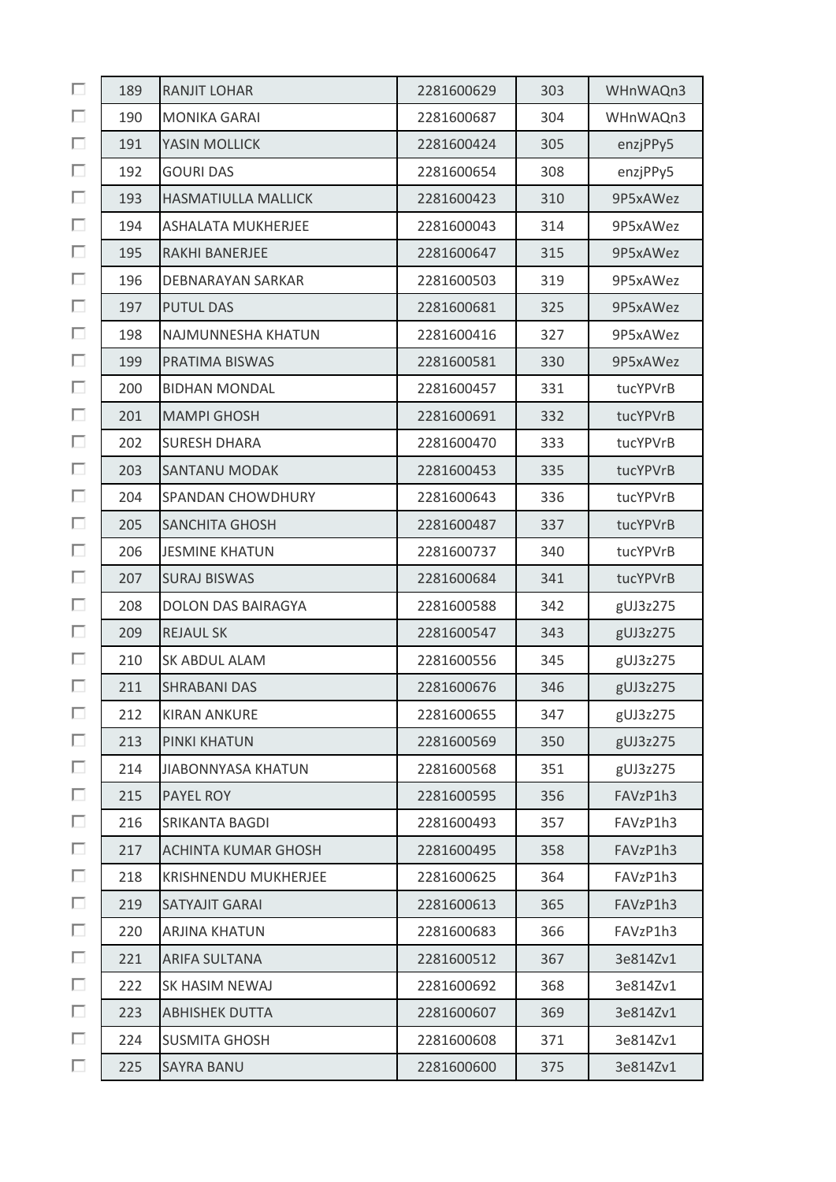| | | | | |
|---|---|---|---|---|
| 189 | RANJIT LOHAR | 2281600629 | 303 | WHnWAQn3 |
| 190 | MONIKA GARAI | 2281600687 | 304 | WHnWAQn3 |
| 191 | YASIN MOLLICK | 2281600424 | 305 | enzjPPy5 |
| 192 | GOURI DAS | 2281600654 | 308 | enzjPPy5 |
| 193 | HASMATIULLA MALLICK | 2281600423 | 310 | 9P5xAWez |
| 194 | ASHALATA MUKHERJEE | 2281600043 | 314 | 9P5xAWez |
| 195 | RAKHI BANERJEE | 2281600647 | 315 | 9P5xAWez |
| 196 | DEBNARAYAN SARKAR | 2281600503 | 319 | 9P5xAWez |
| 197 | PUTUL DAS | 2281600681 | 325 | 9P5xAWez |
| 198 | NAJMUNNESHA KHATUN | 2281600416 | 327 | 9P5xAWez |
| 199 | PRATIMA BISWAS | 2281600581 | 330 | 9P5xAWez |
| 200 | BIDHAN MONDAL | 2281600457 | 331 | tucYPVrB |
| 201 | MAMPI GHOSH | 2281600691 | 332 | tucYPVrB |
| 202 | SURESH DHARA | 2281600470 | 333 | tucYPVrB |
| 203 | SANTANU MODAK | 2281600453 | 335 | tucYPVrB |
| 204 | SPANDAN CHOWDHURY | 2281600643 | 336 | tucYPVrB |
| 205 | SANCHITA GHOSH | 2281600487 | 337 | tucYPVrB |
| 206 | JESMINE KHATUN | 2281600737 | 340 | tucYPVrB |
| 207 | SURAJ BISWAS | 2281600684 | 341 | tucYPVrB |
| 208 | DOLON DAS BAIRAGYA | 2281600588 | 342 | gUJ3z275 |
| 209 | REJAUL SK | 2281600547 | 343 | gUJ3z275 |
| 210 | SK ABDUL ALAM | 2281600556 | 345 | gUJ3z275 |
| 211 | SHRABANI DAS | 2281600676 | 346 | gUJ3z275 |
| 212 | KIRAN ANKURE | 2281600655 | 347 | gUJ3z275 |
| 213 | PINKI KHATUN | 2281600569 | 350 | gUJ3z275 |
| 214 | JIABONNYASA KHATUN | 2281600568 | 351 | gUJ3z275 |
| 215 | PAYEL ROY | 2281600595 | 356 | FAVzP1h3 |
| 216 | SRIKANTA BAGDI | 2281600493 | 357 | FAVzP1h3 |
| 217 | ACHINTA KUMAR GHOSH | 2281600495 | 358 | FAVzP1h3 |
| 218 | KRISHNENDU MUKHERJEE | 2281600625 | 364 | FAVzP1h3 |
| 219 | SATYAJIT GARAI | 2281600613 | 365 | FAVzP1h3 |
| 220 | ARJINA KHATUN | 2281600683 | 366 | FAVzP1h3 |
| 221 | ARIFA SULTANA | 2281600512 | 367 | 3e814Zv1 |
| 222 | SK HASIM NEWAJ | 2281600692 | 368 | 3e814Zv1 |
| 223 | ABHISHEK DUTTA | 2281600607 | 369 | 3e814Zv1 |
| 224 | SUSMITA GHOSH | 2281600608 | 371 | 3e814Zv1 |
| 225 | SAYRA BANU | 2281600600 | 375 | 3e814Zv1 |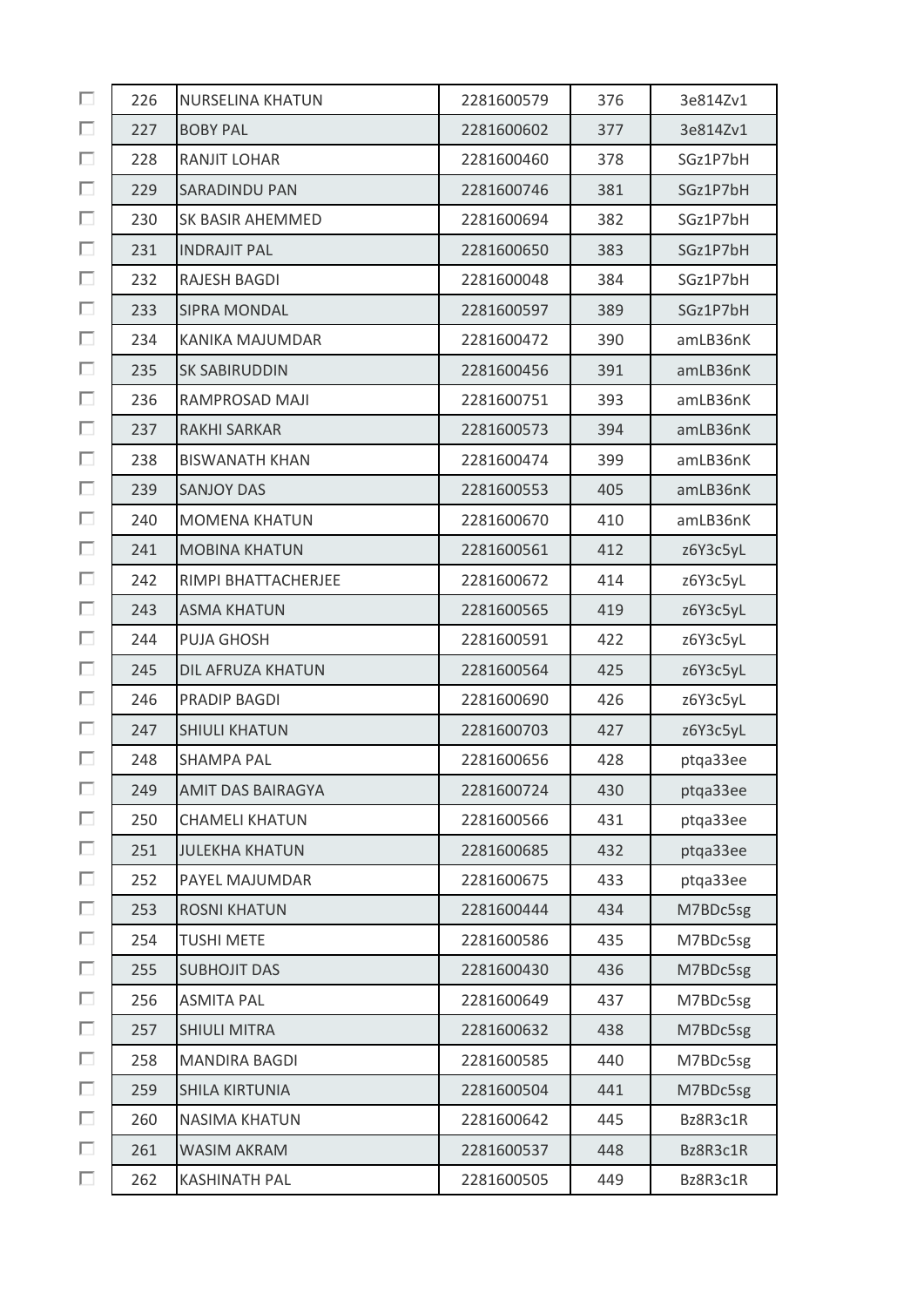| | | | | |
|---|---|---|---|---|
| 226 | NURSELINA KHATUN | 2281600579 | 376 | 3e814Zv1 |
| 227 | BOBY PAL | 2281600602 | 377 | 3e814Zv1 |
| 228 | RANJIT LOHAR | 2281600460 | 378 | SGz1P7bH |
| 229 | SARADINDU PAN | 2281600746 | 381 | SGz1P7bH |
| 230 | SK BASIR AHEMMED | 2281600694 | 382 | SGz1P7bH |
| 231 | INDRAJIT PAL | 2281600650 | 383 | SGz1P7bH |
| 232 | RAJESH BAGDI | 2281600048 | 384 | SGz1P7bH |
| 233 | SIPRA MONDAL | 2281600597 | 389 | SGz1P7bH |
| 234 | KANIKA MAJUMDAR | 2281600472 | 390 | amLB36nK |
| 235 | SK SABIRUDDIN | 2281600456 | 391 | amLB36nK |
| 236 | RAMPROSAD MAJI | 2281600751 | 393 | amLB36nK |
| 237 | RAKHI SARKAR | 2281600573 | 394 | amLB36nK |
| 238 | BISWANATH KHAN | 2281600474 | 399 | amLB36nK |
| 239 | SANJOY DAS | 2281600553 | 405 | amLB36nK |
| 240 | MOMENA KHATUN | 2281600670 | 410 | amLB36nK |
| 241 | MOBINA KHATUN | 2281600561 | 412 | z6Y3c5yL |
| 242 | RIMPI BHATTACHERJEE | 2281600672 | 414 | z6Y3c5yL |
| 243 | ASMA KHATUN | 2281600565 | 419 | z6Y3c5yL |
| 244 | PUJA GHOSH | 2281600591 | 422 | z6Y3c5yL |
| 245 | DIL AFRUZA KHATUN | 2281600564 | 425 | z6Y3c5yL |
| 246 | PRADIP BAGDI | 2281600690 | 426 | z6Y3c5yL |
| 247 | SHIULI KHATUN | 2281600703 | 427 | z6Y3c5yL |
| 248 | SHAMPA PAL | 2281600656 | 428 | ptqa33ee |
| 249 | AMIT DAS BAIRAGYA | 2281600724 | 430 | ptqa33ee |
| 250 | CHAMELI KHATUN | 2281600566 | 431 | ptqa33ee |
| 251 | JULEKHA KHATUN | 2281600685 | 432 | ptqa33ee |
| 252 | PAYEL MAJUMDAR | 2281600675 | 433 | ptqa33ee |
| 253 | ROSNI KHATUN | 2281600444 | 434 | M7BDc5sg |
| 254 | TUSHI METE | 2281600586 | 435 | M7BDc5sg |
| 255 | SUBHOJIT DAS | 2281600430 | 436 | M7BDc5sg |
| 256 | ASMITA PAL | 2281600649 | 437 | M7BDc5sg |
| 257 | SHIULI MITRA | 2281600632 | 438 | M7BDc5sg |
| 258 | MANDIRA BAGDI | 2281600585 | 440 | M7BDc5sg |
| 259 | SHILA KIRTUNIA | 2281600504 | 441 | M7BDc5sg |
| 260 | NASIMA KHATUN | 2281600642 | 445 | Bz8R3c1R |
| 261 | WASIM AKRAM | 2281600537 | 448 | Bz8R3c1R |
| 262 | KASHINATH PAL | 2281600505 | 449 | Bz8R3c1R |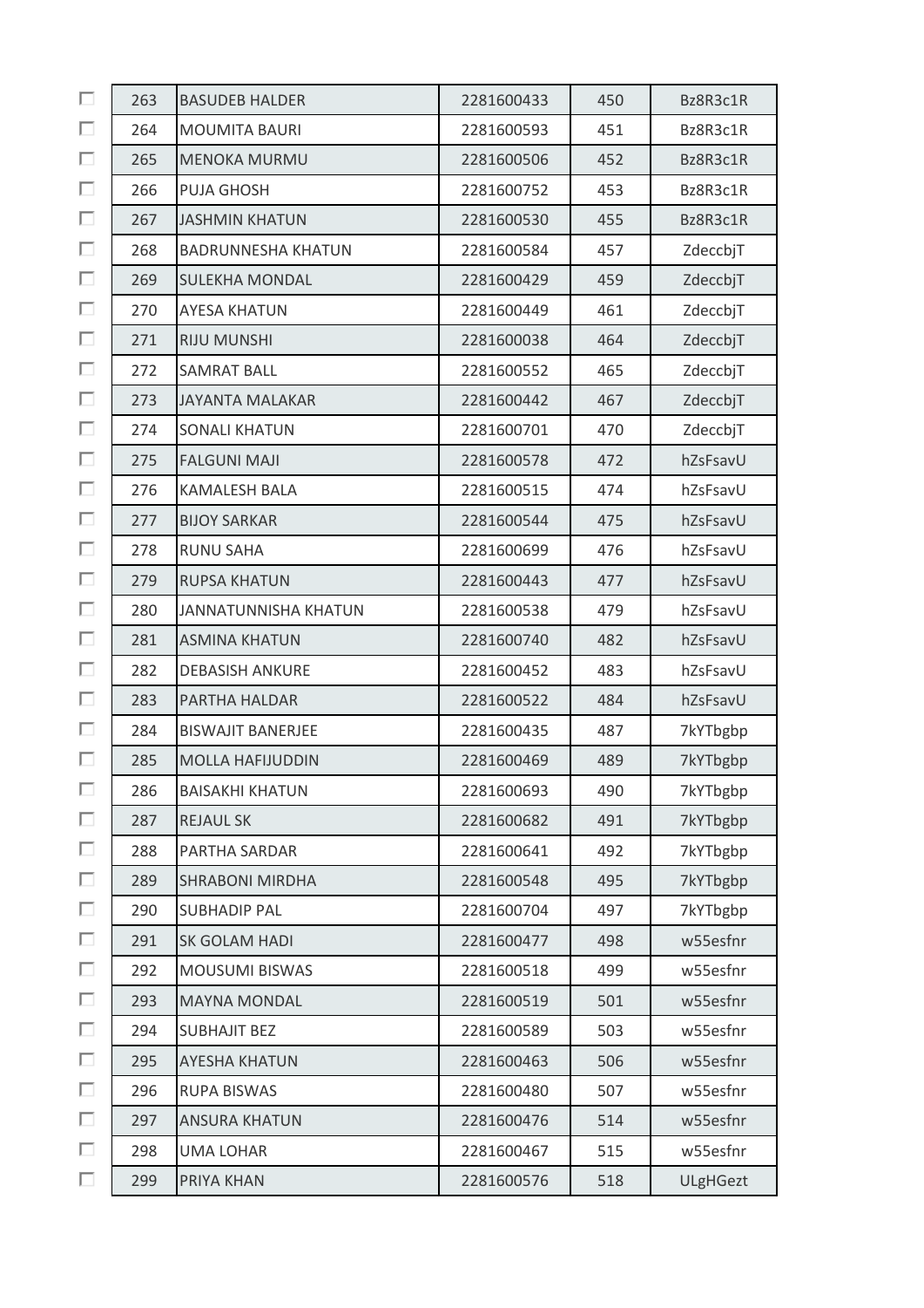| | | | | | |
|---|---|---|---|---|---|
| ☐ | 263 | BASUDEB HALDER | 2281600433 | 450 | Bz8R3c1R |
| ☐ | 264 | MOUMITA BAURI | 2281600593 | 451 | Bz8R3c1R |
| ☐ | 265 | MENOKA MURMU | 2281600506 | 452 | Bz8R3c1R |
| ☐ | 266 | PUJA GHOSH | 2281600752 | 453 | Bz8R3c1R |
| ☐ | 267 | JASHMIN KHATUN | 2281600530 | 455 | Bz8R3c1R |
| ☐ | 268 | BADRUNNESHA KHATUN | 2281600584 | 457 | ZdeccbjT |
| ☐ | 269 | SULEKHA MONDAL | 2281600429 | 459 | ZdeccbjT |
| ☐ | 270 | AYESA KHATUN | 2281600449 | 461 | ZdeccbjT |
| ☐ | 271 | RIJU MUNSHI | 2281600038 | 464 | ZdeccbjT |
| ☐ | 272 | SAMRAT BALL | 2281600552 | 465 | ZdeccbjT |
| ☐ | 273 | JAYANTA MALAKAR | 2281600442 | 467 | ZdeccbjT |
| ☐ | 274 | SONALI KHATUN | 2281600701 | 470 | ZdeccbjT |
| ☐ | 275 | FALGUNI MAJI | 2281600578 | 472 | hZsFsavU |
| ☐ | 276 | KAMALESH BALA | 2281600515 | 474 | hZsFsavU |
| ☐ | 277 | BIJOY SARKAR | 2281600544 | 475 | hZsFsavU |
| ☐ | 278 | RUNU SAHA | 2281600699 | 476 | hZsFsavU |
| ☐ | 279 | RUPSA KHATUN | 2281600443 | 477 | hZsFsavU |
| ☐ | 280 | JANNATUNNISHA KHATUN | 2281600538 | 479 | hZsFsavU |
| ☐ | 281 | ASMINA KHATUN | 2281600740 | 482 | hZsFsavU |
| ☐ | 282 | DEBASISH ANKURE | 2281600452 | 483 | hZsFsavU |
| ☐ | 283 | PARTHA HALDAR | 2281600522 | 484 | hZsFsavU |
| ☐ | 284 | BISWAJIT BANERJEE | 2281600435 | 487 | 7kYTbgbp |
| ☐ | 285 | MOLLA HAFIJUDDIN | 2281600469 | 489 | 7kYTbgbp |
| ☐ | 286 | BAISAKHI KHATUN | 2281600693 | 490 | 7kYTbgbp |
| ☐ | 287 | REJAUL SK | 2281600682 | 491 | 7kYTbgbp |
| ☐ | 288 | PARTHA SARDAR | 2281600641 | 492 | 7kYTbgbp |
| ☐ | 289 | SHRABONI MIRDHA | 2281600548 | 495 | 7kYTbgbp |
| ☐ | 290 | SUBHADIP PAL | 2281600704 | 497 | 7kYTbgbp |
| ☐ | 291 | SK GOLAM HADI | 2281600477 | 498 | w55esfnr |
| ☐ | 292 | MOUSUMI BISWAS | 2281600518 | 499 | w55esfnr |
| ☐ | 293 | MAYNA MONDAL | 2281600519 | 501 | w55esfnr |
| ☐ | 294 | SUBHAJIT BEZ | 2281600589 | 503 | w55esfnr |
| ☐ | 295 | AYESHA KHATUN | 2281600463 | 506 | w55esfnr |
| ☐ | 296 | RUPA BISWAS | 2281600480 | 507 | w55esfnr |
| ☐ | 297 | ANSURA KHATUN | 2281600476 | 514 | w55esfnr |
| ☐ | 298 | UMA LOHAR | 2281600467 | 515 | w55esfnr |
| ☐ | 299 | PRIYA KHAN | 2281600576 | 518 | ULgHGezt |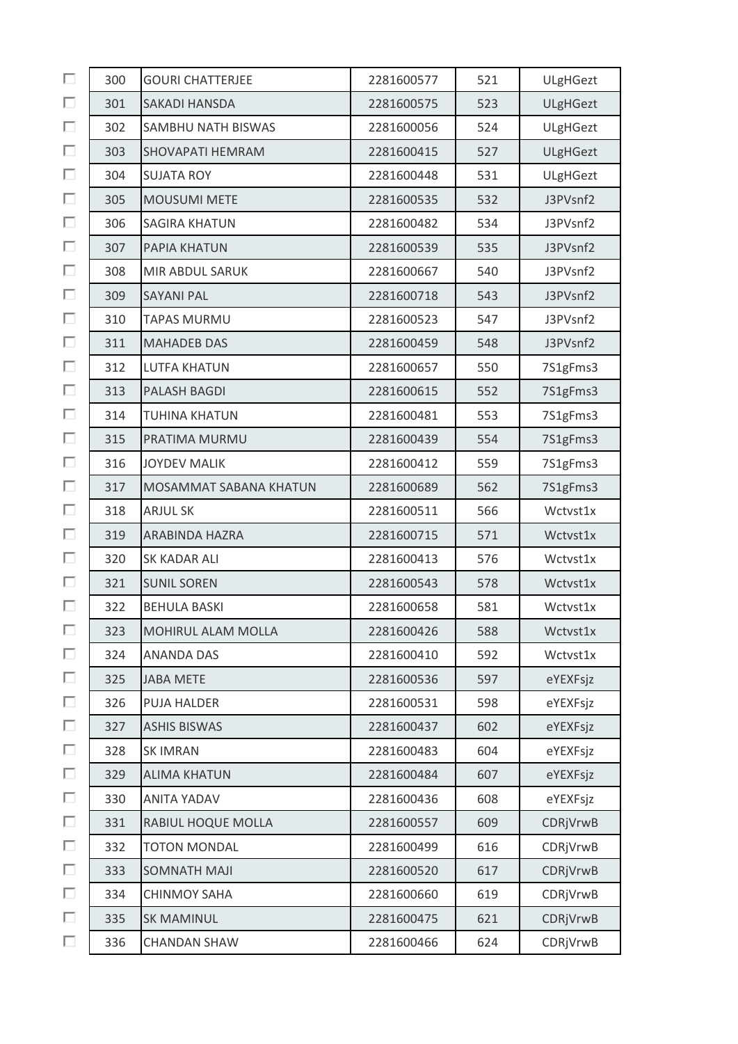| | | | | | |
|---|---|---|---|---|---|
| ☐ | 300 | GOURI CHATTERJEE | 2281600577 | 521 | ULgHGezt |
| ☐ | 301 | SAKADI HANSDA | 2281600575 | 523 | ULgHGezt |
| ☐ | 302 | SAMBHU NATH BISWAS | 2281600056 | 524 | ULgHGezt |
| ☐ | 303 | SHOVAPATI HEMRAM | 2281600415 | 527 | ULgHGezt |
| ☐ | 304 | SUJATA ROY | 2281600448 | 531 | ULgHGezt |
| ☐ | 305 | MOUSUMI METE | 2281600535 | 532 | J3PVsnf2 |
| ☐ | 306 | SAGIRA KHATUN | 2281600482 | 534 | J3PVsnf2 |
| ☐ | 307 | PAPIA KHATUN | 2281600539 | 535 | J3PVsnf2 |
| ☐ | 308 | MIR ABDUL SARUK | 2281600667 | 540 | J3PVsnf2 |
| ☐ | 309 | SAYANI PAL | 2281600718 | 543 | J3PVsnf2 |
| ☐ | 310 | TAPAS MURMU | 2281600523 | 547 | J3PVsnf2 |
| ☐ | 311 | MAHADEB DAS | 2281600459 | 548 | J3PVsnf2 |
| ☐ | 312 | LUTFA KHATUN | 2281600657 | 550 | 7S1gFms3 |
| ☐ | 313 | PALASH BAGDI | 2281600615 | 552 | 7S1gFms3 |
| ☐ | 314 | TUHINA KHATUN | 2281600481 | 553 | 7S1gFms3 |
| ☐ | 315 | PRATIMA MURMU | 2281600439 | 554 | 7S1gFms3 |
| ☐ | 316 | JOYDEV MALIK | 2281600412 | 559 | 7S1gFms3 |
| ☐ | 317 | MOSAMMAT SABANA KHATUN | 2281600689 | 562 | 7S1gFms3 |
| ☐ | 318 | ARJUL SK | 2281600511 | 566 | Wctvst1x |
| ☐ | 319 | ARABINDA HAZRA | 2281600715 | 571 | Wctvst1x |
| ☐ | 320 | SK KADAR ALI | 2281600413 | 576 | Wctvst1x |
| ☐ | 321 | SUNIL SOREN | 2281600543 | 578 | Wctvst1x |
| ☐ | 322 | BEHULA BASKI | 2281600658 | 581 | Wctvst1x |
| ☐ | 323 | MOHIRUL ALAM MOLLA | 2281600426 | 588 | Wctvst1x |
| ☐ | 324 | ANANDA DAS | 2281600410 | 592 | Wctvst1x |
| ☐ | 325 | JABA METE | 2281600536 | 597 | eYEXFsjz |
| ☐ | 326 | PUJA HALDER | 2281600531 | 598 | eYEXFsjz |
| ☐ | 327 | ASHIS BISWAS | 2281600437 | 602 | eYEXFsjz |
| ☐ | 328 | SK IMRAN | 2281600483 | 604 | eYEXFsjz |
| ☐ | 329 | ALIMA KHATUN | 2281600484 | 607 | eYEXFsjz |
| ☐ | 330 | ANITA YADAV | 2281600436 | 608 | eYEXFsjz |
| ☐ | 331 | RABIUL HOQUE MOLLA | 2281600557 | 609 | CDRjVrwB |
| ☐ | 332 | TOTON MONDAL | 2281600499 | 616 | CDRjVrwB |
| ☐ | 333 | SOMNATH MAJI | 2281600520 | 617 | CDRjVrwB |
| ☐ | 334 | CHINMOY SAHA | 2281600660 | 619 | CDRjVrwB |
| ☐ | 335 | SK MAMINUL | 2281600475 | 621 | CDRjVrwB |
| ☐ | 336 | CHANDAN SHAW | 2281600466 | 624 | CDRjVrwB |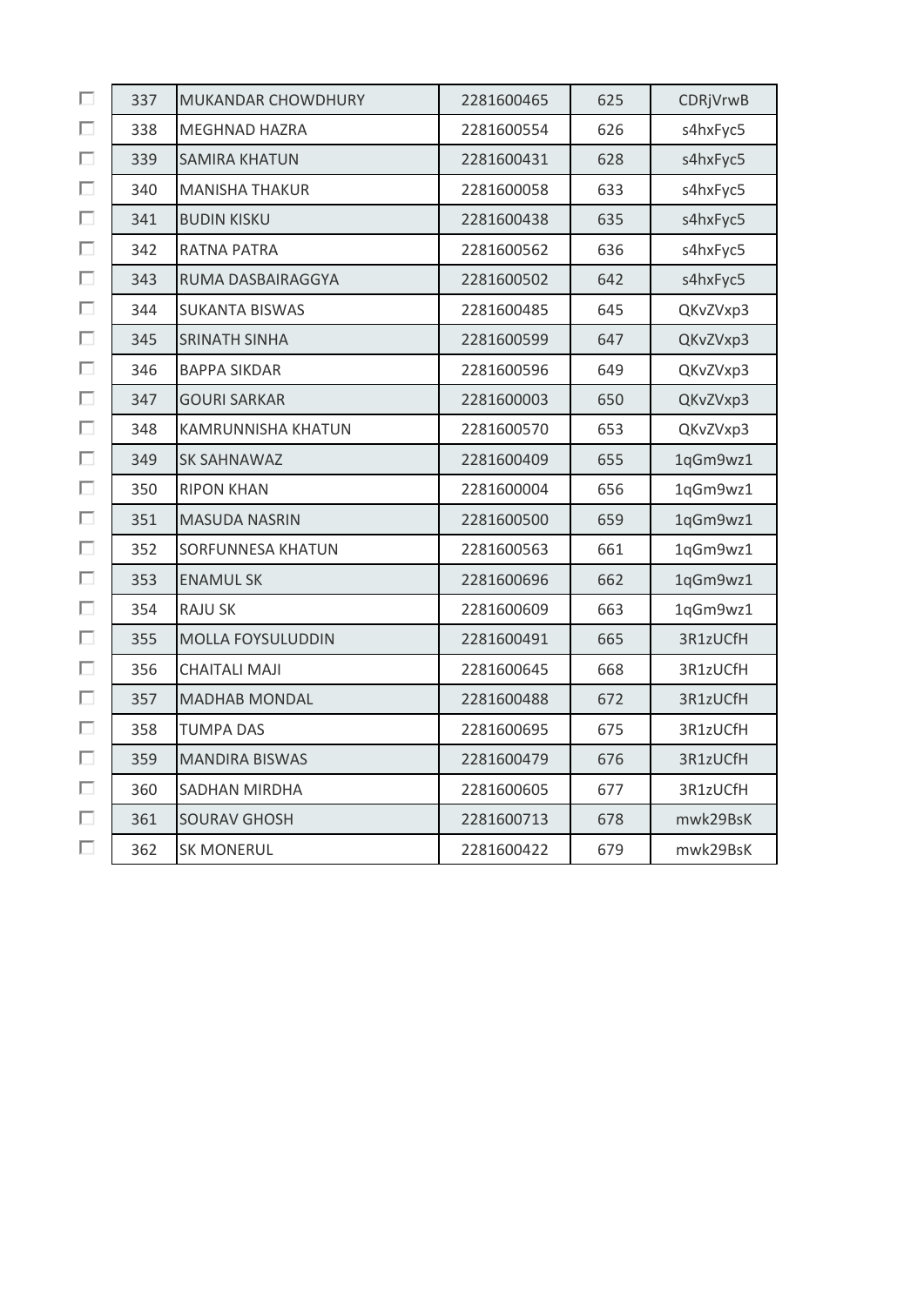| | | | | | |
|---|---|---|---|---|---|
| ☐ | 337 | MUKANDAR CHOWDHURY | 2281600465 | 625 | CDRjVrwB |
| ☐ | 338 | MEGHNAD HAZRA | 2281600554 | 626 | s4hxFyc5 |
| ☐ | 339 | SAMIRA KHATUN | 2281600431 | 628 | s4hxFyc5 |
| ☐ | 340 | MANISHA THAKUR | 2281600058 | 633 | s4hxFyc5 |
| ☐ | 341 | BUDIN KISKU | 2281600438 | 635 | s4hxFyc5 |
| ☐ | 342 | RATNA PATRA | 2281600562 | 636 | s4hxFyc5 |
| ☐ | 343 | RUMA DASBAIRAGGYA | 2281600502 | 642 | s4hxFyc5 |
| ☐ | 344 | SUKANTA BISWAS | 2281600485 | 645 | QKvZVxp3 |
| ☐ | 345 | SRINATH SINHA | 2281600599 | 647 | QKvZVxp3 |
| ☐ | 346 | BAPPA SIKDAR | 2281600596 | 649 | QKvZVxp3 |
| ☐ | 347 | GOURI SARKAR | 2281600003 | 650 | QKvZVxp3 |
| ☐ | 348 | KAMRUNNISHA KHATUN | 2281600570 | 653 | QKvZVxp3 |
| ☐ | 349 | SK SAHNAWAZ | 2281600409 | 655 | 1qGm9wz1 |
| ☐ | 350 | RIPON KHAN | 2281600004 | 656 | 1qGm9wz1 |
| ☐ | 351 | MASUDA NASRIN | 2281600500 | 659 | 1qGm9wz1 |
| ☐ | 352 | SORFUNNESA KHATUN | 2281600563 | 661 | 1qGm9wz1 |
| ☐ | 353 | ENAMUL SK | 2281600696 | 662 | 1qGm9wz1 |
| ☐ | 354 | RAJU SK | 2281600609 | 663 | 1qGm9wz1 |
| ☐ | 355 | MOLLA FOYSULUDDIN | 2281600491 | 665 | 3R1zUCfH |
| ☐ | 356 | CHAITALI MAJI | 2281600645 | 668 | 3R1zUCfH |
| ☐ | 357 | MADHAB MONDAL | 2281600488 | 672 | 3R1zUCfH |
| ☐ | 358 | TUMPA DAS | 2281600695 | 675 | 3R1zUCfH |
| ☐ | 359 | MANDIRA BISWAS | 2281600479 | 676 | 3R1zUCfH |
| ☐ | 360 | SADHAN MIRDHA | 2281600605 | 677 | 3R1zUCfH |
| ☐ | 361 | SOURAV GHOSH | 2281600713 | 678 | mwk29BsK |
| ☐ | 362 | SK MONERUL | 2281600422 | 679 | mwk29BsK |